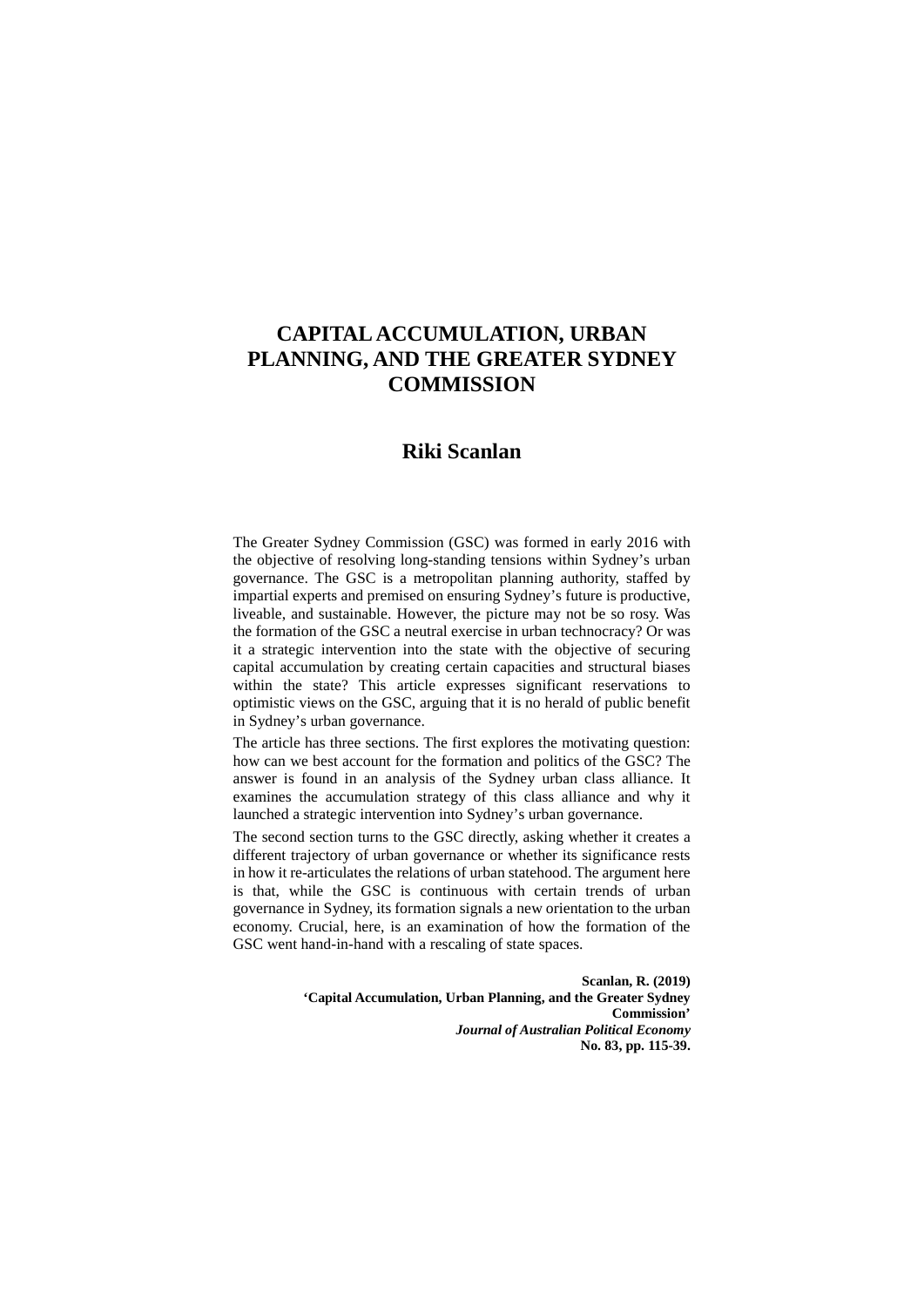# CAPITAL ACCUMULATION, URBAN PLANNING, AND THE GREATER SYDNEY COMMISSION

## Riki Scanlan

The Greater Sydney Commission (GSC) was formed in early 2016 with the objective of resolving long-standing tensions within Sydney's urban governance. The GSC is a metropolitan planning authority, staffed by impartial experts and premised on ensuring Sydney's future is productive, liveable, and sustainable. However, the picture may not be so rosy. Was the formation of the GSC a neutral exercise in urban technocracy? Or was it a strategic intervention into the state with the objective of securing capital accumulation by creating certain capacities and structural biases within the state? This article expresses significant reservations to optimistic views on the GSC, arguing that it is no herald of public benefit in Sydney's urban governance.

The article has three sections. The first explores the motivating question: how can we best account for the formation and politics of the GSC? The answer is found in an analysis of the Sydney urban class alliance. It examines the accumulation strategy of this class alliance and why it launched a strategic intervention into Sydney's urban governance.

The second section turns to the GSC directly, asking whether it creates a different trajectory of urban governance or whether its significance rests in how it re-articulates the relations of urban statehood. The argument here is that, while the GSC is continuous with certain trends of urban governance in Sydney, its formation signals a new orientation to the urban economy. Crucial, here, is an examination of how the formation of the GSC went hand-in-hand with a rescaling of state spaces.

**Scanlan, R. (2019)**
**'Capital Accumulation, Urban Planning, and the Greater Sydney Commission'**
***Journal of Australian Political Economy***
**No. 83, pp. 115-39.**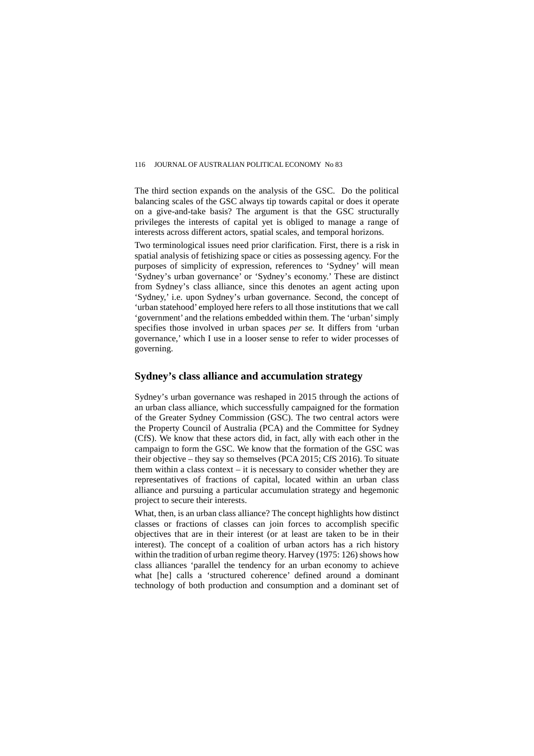The third section expands on the analysis of the GSC. Do the political balancing scales of the GSC always tip towards capital or does it operate on a give-and-take basis? The argument is that the GSC structurally privileges the interests of capital yet is obliged to manage a range of interests across different actors, spatial scales, and temporal horizons.

Two terminological issues need prior clarification. First, there is a risk in spatial analysis of fetishizing space or cities as possessing agency. For the purposes of simplicity of expression, references to 'Sydney' will mean 'Sydney's urban governance' or 'Sydney's economy.' These are distinct from Sydney's class alliance, since this denotes an agent acting upon 'Sydney,' i.e. upon Sydney's urban governance. Second, the concept of 'urban statehood' employed here refers to all those institutions that we call 'government' and the relations embedded within them. The 'urban' simply specifies those involved in urban spaces *per se.* It differs from 'urban governance,' which I use in a looser sense to refer to wider processes of governing.

## Sydney's class alliance and accumulation strategy

Sydney's urban governance was reshaped in 2015 through the actions of an urban class alliance, which successfully campaigned for the formation of the Greater Sydney Commission (GSC). The two central actors were the Property Council of Australia (PCA) and the Committee for Sydney (CfS). We know that these actors did, in fact, ally with each other in the campaign to form the GSC. We know that the formation of the GSC was their objective – they say so themselves (PCA 2015; CfS 2016). To situate them within a class context – it is necessary to consider whether they are representatives of fractions of capital, located within an urban class alliance and pursuing a particular accumulation strategy and hegemonic project to secure their interests.

What, then, is an urban class alliance? The concept highlights how distinct classes or fractions of classes can join forces to accomplish specific objectives that are in their interest (or at least are taken to be in their interest). The concept of a coalition of urban actors has a rich history within the tradition of urban regime theory. Harvey (1975: 126) shows how class alliances 'parallel the tendency for an urban economy to achieve what [he] calls a 'structured coherence' defined around a dominant technology of both production and consumption and a dominant set of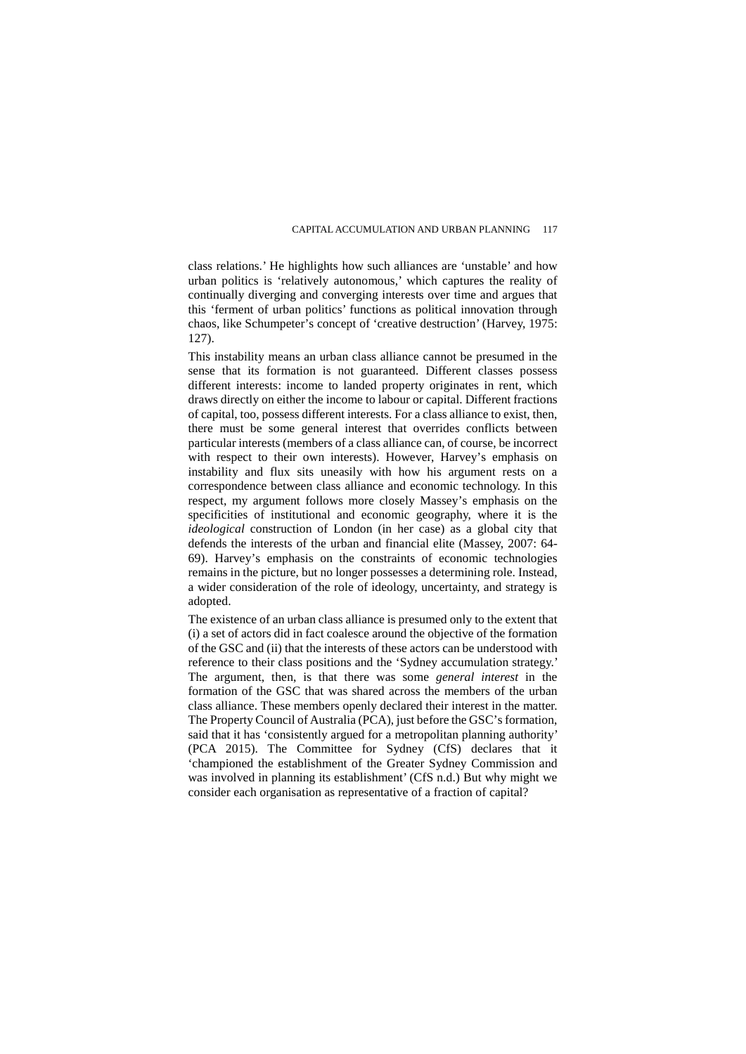class relations.' He highlights how such alliances are 'unstable' and how urban politics is 'relatively autonomous,' which captures the reality of continually diverging and converging interests over time and argues that this 'ferment of urban politics' functions as political innovation through chaos, like Schumpeter's concept of 'creative destruction' (Harvey, 1975: 127).

This instability means an urban class alliance cannot be presumed in the sense that its formation is not guaranteed. Different classes possess different interests: income to landed property originates in rent, which draws directly on either the income to labour or capital. Different fractions of capital, too, possess different interests. For a class alliance to exist, then, there must be some general interest that overrides conflicts between particular interests (members of a class alliance can, of course, be incorrect with respect to their own interests). However, Harvey's emphasis on instability and flux sits uneasily with how his argument rests on a correspondence between class alliance and economic technology. In this respect, my argument follows more closely Massey's emphasis on the specificities of institutional and economic geography, where it is the *ideological* construction of London (in her case) as a global city that defends the interests of the urban and financial elite (Massey, 2007: 64-69). Harvey's emphasis on the constraints of economic technologies remains in the picture, but no longer possesses a determining role. Instead, a wider consideration of the role of ideology, uncertainty, and strategy is adopted.

The existence of an urban class alliance is presumed only to the extent that (i) a set of actors did in fact coalesce around the objective of the formation of the GSC and (ii) that the interests of these actors can be understood with reference to their class positions and the 'Sydney accumulation strategy.' The argument, then, is that there was some *general interest* in the formation of the GSC that was shared across the members of the urban class alliance. These members openly declared their interest in the matter. The Property Council of Australia (PCA), just before the GSC's formation, said that it has 'consistently argued for a metropolitan planning authority' (PCA 2015). The Committee for Sydney (CfS) declares that it 'championed the establishment of the Greater Sydney Commission and was involved in planning its establishment' (CfS n.d.) But why might we consider each organisation as representative of a fraction of capital?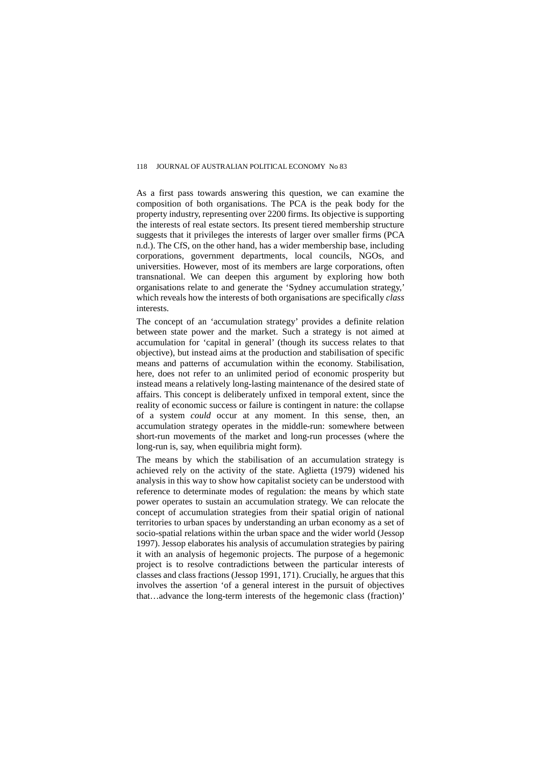As a first pass towards answering this question, we can examine the composition of both organisations. The PCA is the peak body for the property industry, representing over 2200 firms. Its objective is supporting the interests of real estate sectors. Its present tiered membership structure suggests that it privileges the interests of larger over smaller firms (PCA n.d.). The CfS, on the other hand, has a wider membership base, including corporations, government departments, local councils, NGOs, and universities. However, most of its members are large corporations, often transnational. We can deepen this argument by exploring how both organisations relate to and generate the 'Sydney accumulation strategy,' which reveals how the interests of both organisations are specifically *class* interests.

The concept of an 'accumulation strategy' provides a definite relation between state power and the market. Such a strategy is not aimed at accumulation for 'capital in general' (though its success relates to that objective), but instead aims at the production and stabilisation of specific means and patterns of accumulation within the economy. Stabilisation, here, does not refer to an unlimited period of economic prosperity but instead means a relatively long-lasting maintenance of the desired state of affairs. This concept is deliberately unfixed in temporal extent, since the reality of economic success or failure is contingent in nature: the collapse of a system *could* occur at any moment. In this sense, then, an accumulation strategy operates in the middle-run: somewhere between short-run movements of the market and long-run processes (where the long-run is, say, when equilibria might form).

The means by which the stabilisation of an accumulation strategy is achieved rely on the activity of the state. Aglietta (1979) widened his analysis in this way to show how capitalist society can be understood with reference to determinate modes of regulation: the means by which state power operates to sustain an accumulation strategy. We can relocate the concept of accumulation strategies from their spatial origin of national territories to urban spaces by understanding an urban economy as a set of socio-spatial relations within the urban space and the wider world (Jessop 1997). Jessop elaborates his analysis of accumulation strategies by pairing it with an analysis of hegemonic projects. The purpose of a hegemonic project is to resolve contradictions between the particular interests of classes and class fractions (Jessop 1991, 171). Crucially, he argues that this involves the assertion 'of a general interest in the pursuit of objectives that…advance the long-term interests of the hegemonic class (fraction)'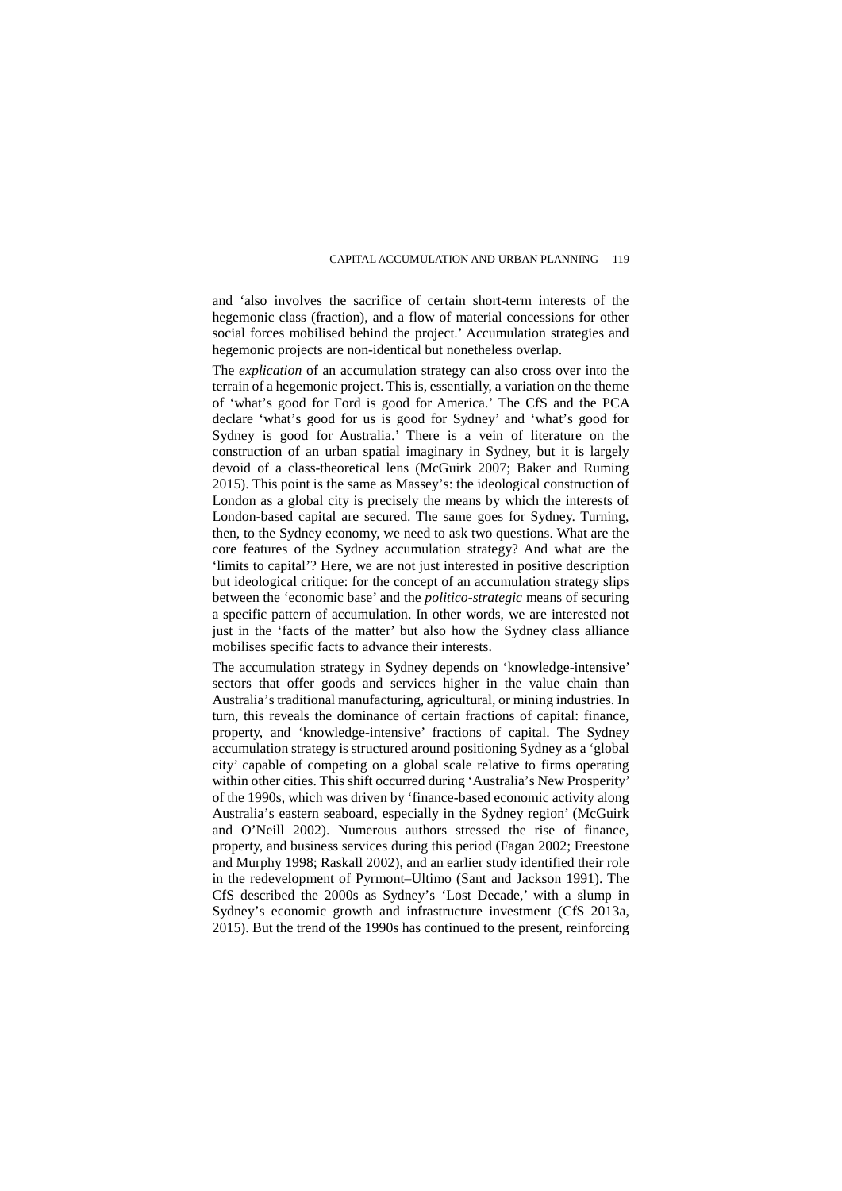and 'also involves the sacrifice of certain short-term interests of the hegemonic class (fraction), and a flow of material concessions for other social forces mobilised behind the project.' Accumulation strategies and hegemonic projects are non-identical but nonetheless overlap.

The *explication* of an accumulation strategy can also cross over into the terrain of a hegemonic project. This is, essentially, a variation on the theme of 'what's good for Ford is good for America.' The CfS and the PCA declare 'what's good for us is good for Sydney' and 'what's good for Sydney is good for Australia.' There is a vein of literature on the construction of an urban spatial imaginary in Sydney, but it is largely devoid of a class-theoretical lens (McGuirk 2007; Baker and Ruming 2015). This point is the same as Massey's: the ideological construction of London as a global city is precisely the means by which the interests of London-based capital are secured. The same goes for Sydney. Turning, then, to the Sydney economy, we need to ask two questions. What are the core features of the Sydney accumulation strategy? And what are the 'limits to capital'? Here, we are not just interested in positive description but ideological critique: for the concept of an accumulation strategy slips between the 'economic base' and the *politico-strategic* means of securing a specific pattern of accumulation. In other words, we are interested not just in the 'facts of the matter' but also how the Sydney class alliance mobilises specific facts to advance their interests.

The accumulation strategy in Sydney depends on 'knowledge-intensive' sectors that offer goods and services higher in the value chain than Australia's traditional manufacturing, agricultural, or mining industries. In turn, this reveals the dominance of certain fractions of capital: finance, property, and 'knowledge-intensive' fractions of capital. The Sydney accumulation strategy is structured around positioning Sydney as a 'global city' capable of competing on a global scale relative to firms operating within other cities. This shift occurred during 'Australia's New Prosperity' of the 1990s, which was driven by 'finance-based economic activity along Australia's eastern seaboard, especially in the Sydney region' (McGuirk and O'Neill 2002). Numerous authors stressed the rise of finance, property, and business services during this period (Fagan 2002; Freestone and Murphy 1998; Raskall 2002), and an earlier study identified their role in the redevelopment of Pyrmont–Ultimo (Sant and Jackson 1991). The CfS described the 2000s as Sydney's 'Lost Decade,' with a slump in Sydney's economic growth and infrastructure investment (CfS 2013a, 2015). But the trend of the 1990s has continued to the present, reinforcing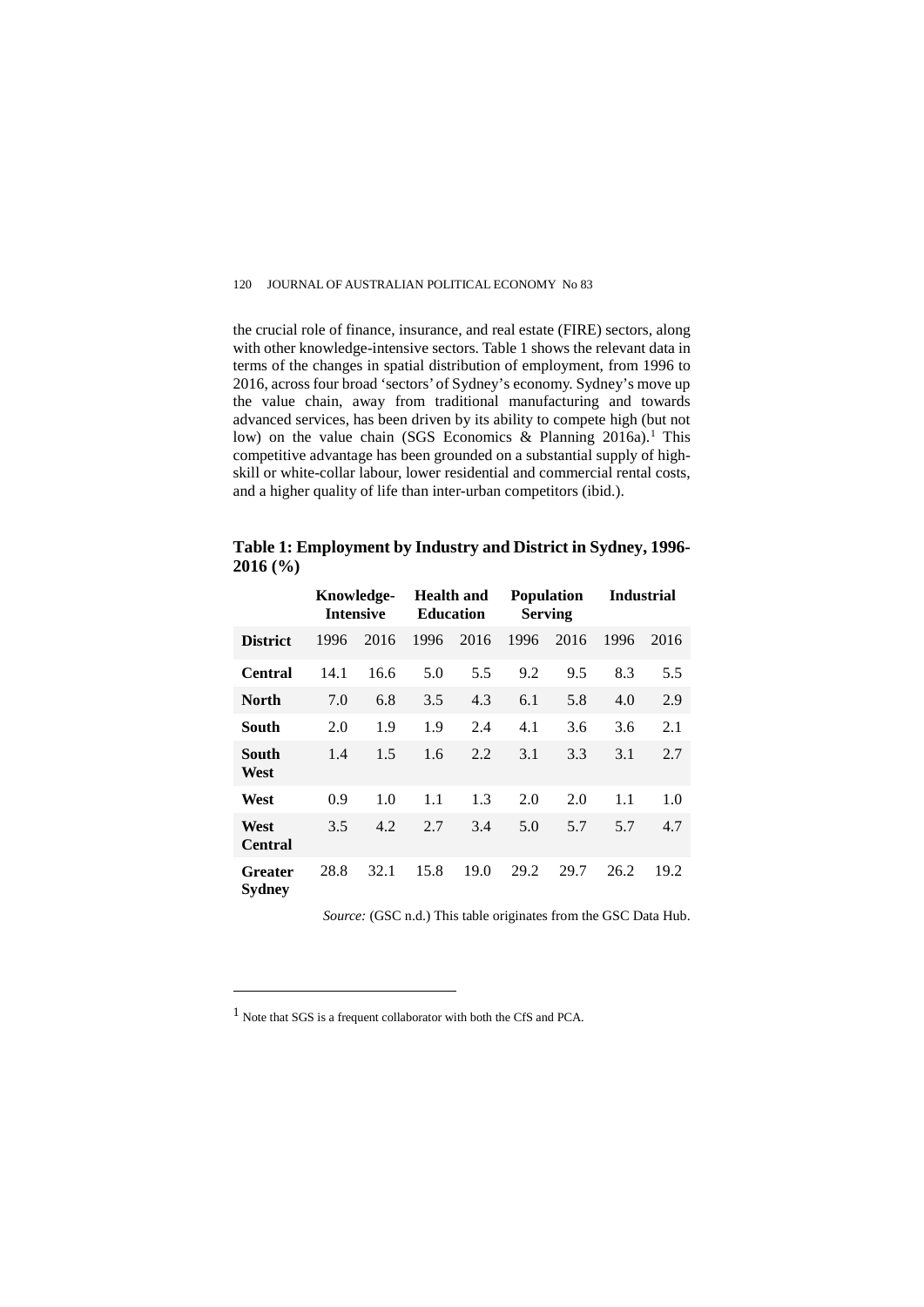the crucial role of finance, insurance, and real estate (FIRE) sectors, along with other knowledge-intensive sectors. Table 1 shows the relevant data in terms of the changes in spatial distribution of employment, from 1996 to 2016, across four broad 'sectors' of Sydney's economy. Sydney's move up the value chain, away from traditional manufacturing and towards advanced services, has been driven by its ability to compete high (but not low) on the value chain (SGS Economics & Planning 2016a).[1] This competitive advantage has been grounded on a substantial supply of high-skill or white-collar labour, lower residential and commercial rental costs, and a higher quality of life than inter-urban competitors (ibid.).

**Table 1: Employment by Industry and District in Sydney, 1996-2016 (%)**

| | Knowledge-Intensive | | Health and Education | | Population Serving | | Industrial | |
|---|---|---|---|---|---|---|---|---|
| **District** | 1996 | 2016 | 1996 | 2016 | 1996 | 2016 | 1996 | 2016 |
| **Central** | 14.1 | 16.6 | 5.0 | 5.5 | 9.2 | 9.5 | 8.3 | 5.5 |
| **North** | 7.0 | 6.8 | 3.5 | 4.3 | 6.1 | 5.8 | 4.0 | 2.9 |
| **South** | 2.0 | 1.9 | 1.9 | 2.4 | 4.1 | 3.6 | 3.6 | 2.1 |
| **South West** | 1.4 | 1.5 | 1.6 | 2.2 | 3.1 | 3.3 | 3.1 | 2.7 |
| **West** | 0.9 | 1.0 | 1.1 | 1.3 | 2.0 | 2.0 | 1.1 | 1.0 |
| **West Central** | 3.5 | 4.2 | 2.7 | 3.4 | 5.0 | 5.7 | 5.7 | 4.7 |
| **Greater Sydney** | 28.8 | 32.1 | 15.8 | 19.0 | 29.2 | 29.7 | 26.2 | 19.2 |

*Source:* (GSC n.d.) This table originates from the GSC Data Hub.

---

[1] Note that SGS is a frequent collaborator with both the CfS and PCA.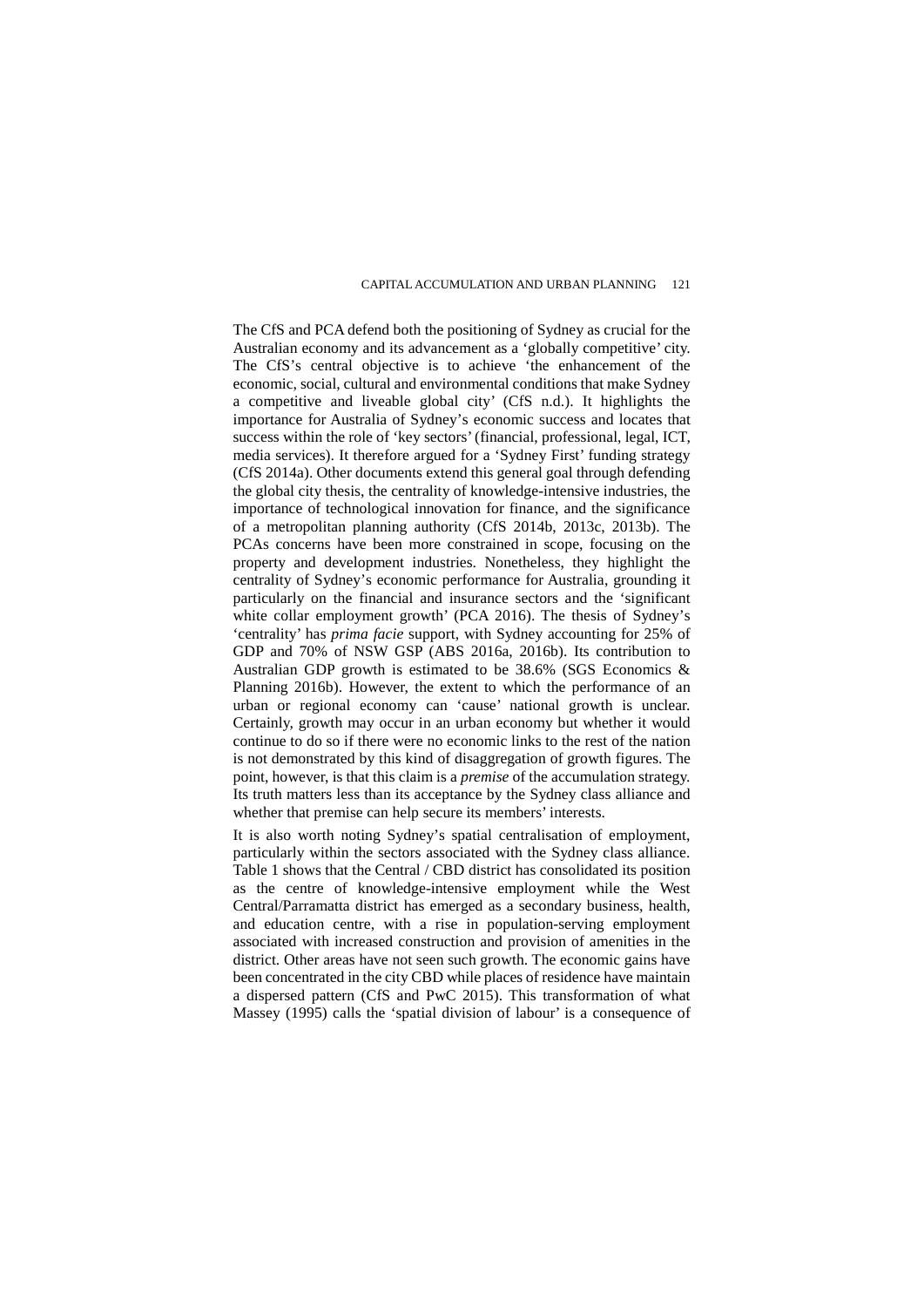The CfS and PCA defend both the positioning of Sydney as crucial for the Australian economy and its advancement as a 'globally competitive' city. The CfS's central objective is to achieve 'the enhancement of the economic, social, cultural and environmental conditions that make Sydney a competitive and liveable global city' (CfS n.d.). It highlights the importance for Australia of Sydney's economic success and locates that success within the role of 'key sectors' (financial, professional, legal, ICT, media services). It therefore argued for a 'Sydney First' funding strategy (CfS 2014a). Other documents extend this general goal through defending the global city thesis, the centrality of knowledge-intensive industries, the importance of technological innovation for finance, and the significance of a metropolitan planning authority (CfS 2014b, 2013c, 2013b). The PCAs concerns have been more constrained in scope, focusing on the property and development industries. Nonetheless, they highlight the centrality of Sydney's economic performance for Australia, grounding it particularly on the financial and insurance sectors and the 'significant white collar employment growth' (PCA 2016). The thesis of Sydney's 'centrality' has *prima facie* support, with Sydney accounting for 25% of GDP and 70% of NSW GSP (ABS 2016a, 2016b). Its contribution to Australian GDP growth is estimated to be 38.6% (SGS Economics & Planning 2016b). However, the extent to which the performance of an urban or regional economy can 'cause' national growth is unclear. Certainly, growth may occur in an urban economy but whether it would continue to do so if there were no economic links to the rest of the nation is not demonstrated by this kind of disaggregation of growth figures. The point, however, is that this claim is a *premise* of the accumulation strategy. Its truth matters less than its acceptance by the Sydney class alliance and whether that premise can help secure its members' interests.

It is also worth noting Sydney's spatial centralisation of employment, particularly within the sectors associated with the Sydney class alliance. Table 1 shows that the Central / CBD district has consolidated its position as the centre of knowledge-intensive employment while the West Central/Parramatta district has emerged as a secondary business, health, and education centre, with a rise in population-serving employment associated with increased construction and provision of amenities in the district. Other areas have not seen such growth. The economic gains have been concentrated in the city CBD while places of residence have maintain a dispersed pattern (CfS and PwC 2015). This transformation of what Massey (1995) calls the 'spatial division of labour' is a consequence of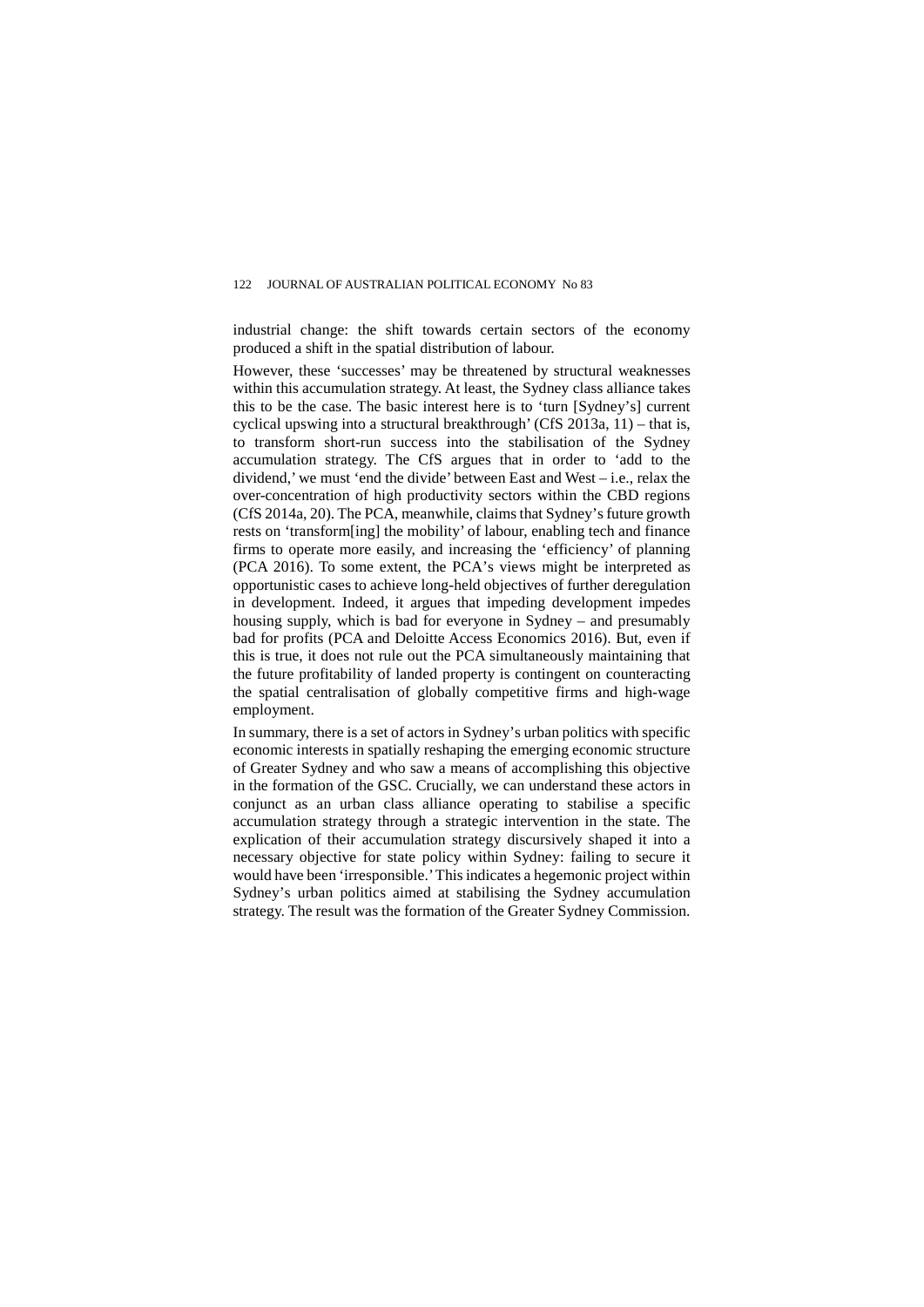industrial change: the shift towards certain sectors of the economy produced a shift in the spatial distribution of labour.

However, these 'successes' may be threatened by structural weaknesses within this accumulation strategy. At least, the Sydney class alliance takes this to be the case. The basic interest here is to 'turn [Sydney's] current cyclical upswing into a structural breakthrough' (CfS 2013a, 11) – that is, to transform short-run success into the stabilisation of the Sydney accumulation strategy. The CfS argues that in order to 'add to the dividend,' we must 'end the divide' between East and West – i.e., relax the over-concentration of high productivity sectors within the CBD regions (CfS 2014a, 20). The PCA, meanwhile, claims that Sydney's future growth rests on 'transform[ing] the mobility' of labour, enabling tech and finance firms to operate more easily, and increasing the 'efficiency' of planning (PCA 2016). To some extent, the PCA's views might be interpreted as opportunistic cases to achieve long-held objectives of further deregulation in development. Indeed, it argues that impeding development impedes housing supply, which is bad for everyone in Sydney – and presumably bad for profits (PCA and Deloitte Access Economics 2016). But, even if this is true, it does not rule out the PCA simultaneously maintaining that the future profitability of landed property is contingent on counteracting the spatial centralisation of globally competitive firms and high-wage employment.

In summary, there is a set of actors in Sydney's urban politics with specific economic interests in spatially reshaping the emerging economic structure of Greater Sydney and who saw a means of accomplishing this objective in the formation of the GSC. Crucially, we can understand these actors in conjunct as an urban class alliance operating to stabilise a specific accumulation strategy through a strategic intervention in the state. The explication of their accumulation strategy discursively shaped it into a necessary objective for state policy within Sydney: failing to secure it would have been 'irresponsible.' This indicates a hegemonic project within Sydney's urban politics aimed at stabilising the Sydney accumulation strategy. The result was the formation of the Greater Sydney Commission.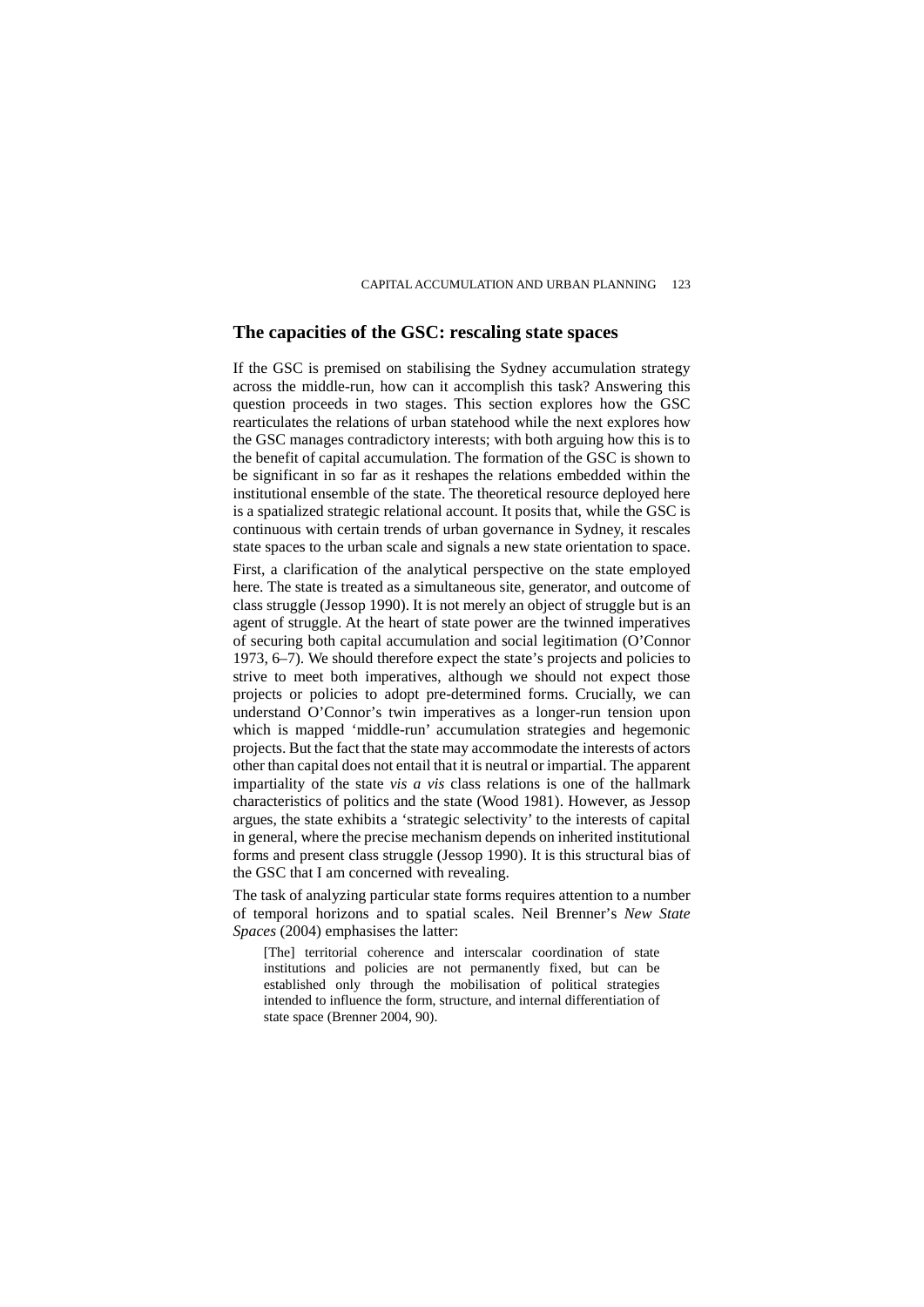## The capacities of the GSC: rescaling state spaces

If the GSC is premised on stabilising the Sydney accumulation strategy across the middle-run, how can it accomplish this task? Answering this question proceeds in two stages. This section explores how the GSC rearticulates the relations of urban statehood while the next explores how the GSC manages contradictory interests; with both arguing how this is to the benefit of capital accumulation. The formation of the GSC is shown to be significant in so far as it reshapes the relations embedded within the institutional ensemble of the state. The theoretical resource deployed here is a spatialized strategic relational account. It posits that, while the GSC is continuous with certain trends of urban governance in Sydney, it rescales state spaces to the urban scale and signals a new state orientation to space.

First, a clarification of the analytical perspective on the state employed here. The state is treated as a simultaneous site, generator, and outcome of class struggle (Jessop 1990). It is not merely an object of struggle but is an agent of struggle. At the heart of state power are the twinned imperatives of securing both capital accumulation and social legitimation (O'Connor 1973, 6–7). We should therefore expect the state's projects and policies to strive to meet both imperatives, although we should not expect those projects or policies to adopt pre-determined forms. Crucially, we can understand O'Connor's twin imperatives as a longer-run tension upon which is mapped 'middle-run' accumulation strategies and hegemonic projects. But the fact that the state may accommodate the interests of actors other than capital does not entail that it is neutral or impartial. The apparent impartiality of the state *vis a vis* class relations is one of the hallmark characteristics of politics and the state (Wood 1981). However, as Jessop argues, the state exhibits a 'strategic selectivity' to the interests of capital in general, where the precise mechanism depends on inherited institutional forms and present class struggle (Jessop 1990). It is this structural bias of the GSC that I am concerned with revealing.

The task of analyzing particular state forms requires attention to a number of temporal horizons and to spatial scales. Neil Brenner's *New State Spaces* (2004) emphasises the latter:

> [The] territorial coherence and interscalar coordination of state institutions and policies are not permanently fixed, but can be established only through the mobilisation of political strategies intended to influence the form, structure, and internal differentiation of state space (Brenner 2004, 90).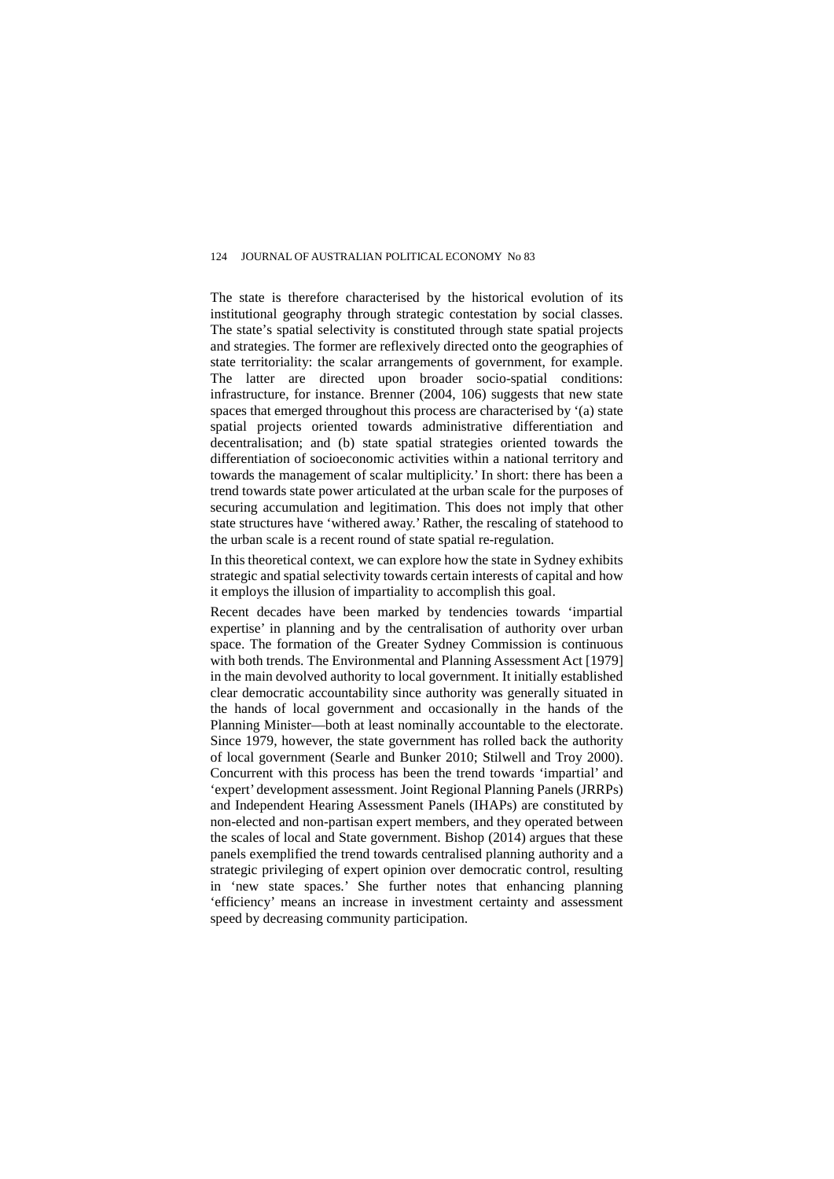The state is therefore characterised by the historical evolution of its institutional geography through strategic contestation by social classes. The state's spatial selectivity is constituted through state spatial projects and strategies. The former are reflexively directed onto the geographies of state territoriality: the scalar arrangements of government, for example. The latter are directed upon broader socio-spatial conditions: infrastructure, for instance. Brenner (2004, 106) suggests that new state spaces that emerged throughout this process are characterised by '(a) state spatial projects oriented towards administrative differentiation and decentralisation; and (b) state spatial strategies oriented towards the differentiation of socioeconomic activities within a national territory and towards the management of scalar multiplicity.' In short: there has been a trend towards state power articulated at the urban scale for the purposes of securing accumulation and legitimation. This does not imply that other state structures have 'withered away.' Rather, the rescaling of statehood to the urban scale is a recent round of state spatial re-regulation.

In this theoretical context, we can explore how the state in Sydney exhibits strategic and spatial selectivity towards certain interests of capital and how it employs the illusion of impartiality to accomplish this goal.

Recent decades have been marked by tendencies towards 'impartial expertise' in planning and by the centralisation of authority over urban space. The formation of the Greater Sydney Commission is continuous with both trends. The Environmental and Planning Assessment Act [1979] in the main devolved authority to local government. It initially established clear democratic accountability since authority was generally situated in the hands of local government and occasionally in the hands of the Planning Minister—both at least nominally accountable to the electorate. Since 1979, however, the state government has rolled back the authority of local government (Searle and Bunker 2010; Stilwell and Troy 2000). Concurrent with this process has been the trend towards 'impartial' and 'expert' development assessment. Joint Regional Planning Panels (JRRPs) and Independent Hearing Assessment Panels (IHAPs) are constituted by non-elected and non-partisan expert members, and they operated between the scales of local and State government. Bishop (2014) argues that these panels exemplified the trend towards centralised planning authority and a strategic privileging of expert opinion over democratic control, resulting in 'new state spaces.' She further notes that enhancing planning 'efficiency' means an increase in investment certainty and assessment speed by decreasing community participation.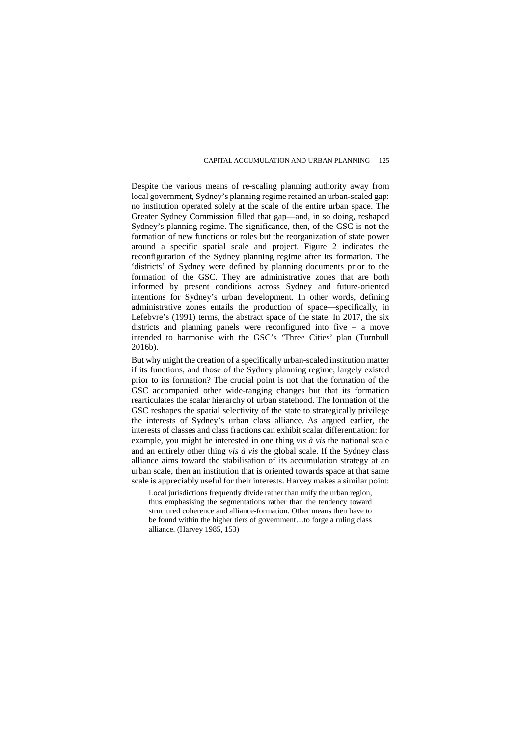Despite the various means of re-scaling planning authority away from local government, Sydney's planning regime retained an urban-scaled gap: no institution operated solely at the scale of the entire urban space. The Greater Sydney Commission filled that gap—and, in so doing, reshaped Sydney's planning regime. The significance, then, of the GSC is not the formation of new functions or roles but the reorganization of state power around a specific spatial scale and project. Figure 2 indicates the reconfiguration of the Sydney planning regime after its formation. The 'districts' of Sydney were defined by planning documents prior to the formation of the GSC. They are administrative zones that are both informed by present conditions across Sydney and future-oriented intentions for Sydney's urban development. In other words, defining administrative zones entails the production of space—specifically, in Lefebvre's (1991) terms, the abstract space of the state. In 2017, the six districts and planning panels were reconfigured into five – a move intended to harmonise with the GSC's 'Three Cities' plan (Turnbull 2016b).

But why might the creation of a specifically urban-scaled institution matter if its functions, and those of the Sydney planning regime, largely existed prior to its formation? The crucial point is not that the formation of the GSC accompanied other wide-ranging changes but that its formation rearticulates the scalar hierarchy of urban statehood. The formation of the GSC reshapes the spatial selectivity of the state to strategically privilege the interests of Sydney's urban class alliance. As argued earlier, the interests of classes and class fractions can exhibit scalar differentiation: for example, you might be interested in one thing *vis à vis* the national scale and an entirely other thing *vis à vis* the global scale. If the Sydney class alliance aims toward the stabilisation of its accumulation strategy at an urban scale, then an institution that is oriented towards space at that same scale is appreciably useful for their interests. Harvey makes a similar point:

> Local jurisdictions frequently divide rather than unify the urban region, thus emphasising the segmentations rather than the tendency toward structured coherence and alliance-formation. Other means then have to be found within the higher tiers of government…to forge a ruling class alliance. (Harvey 1985, 153)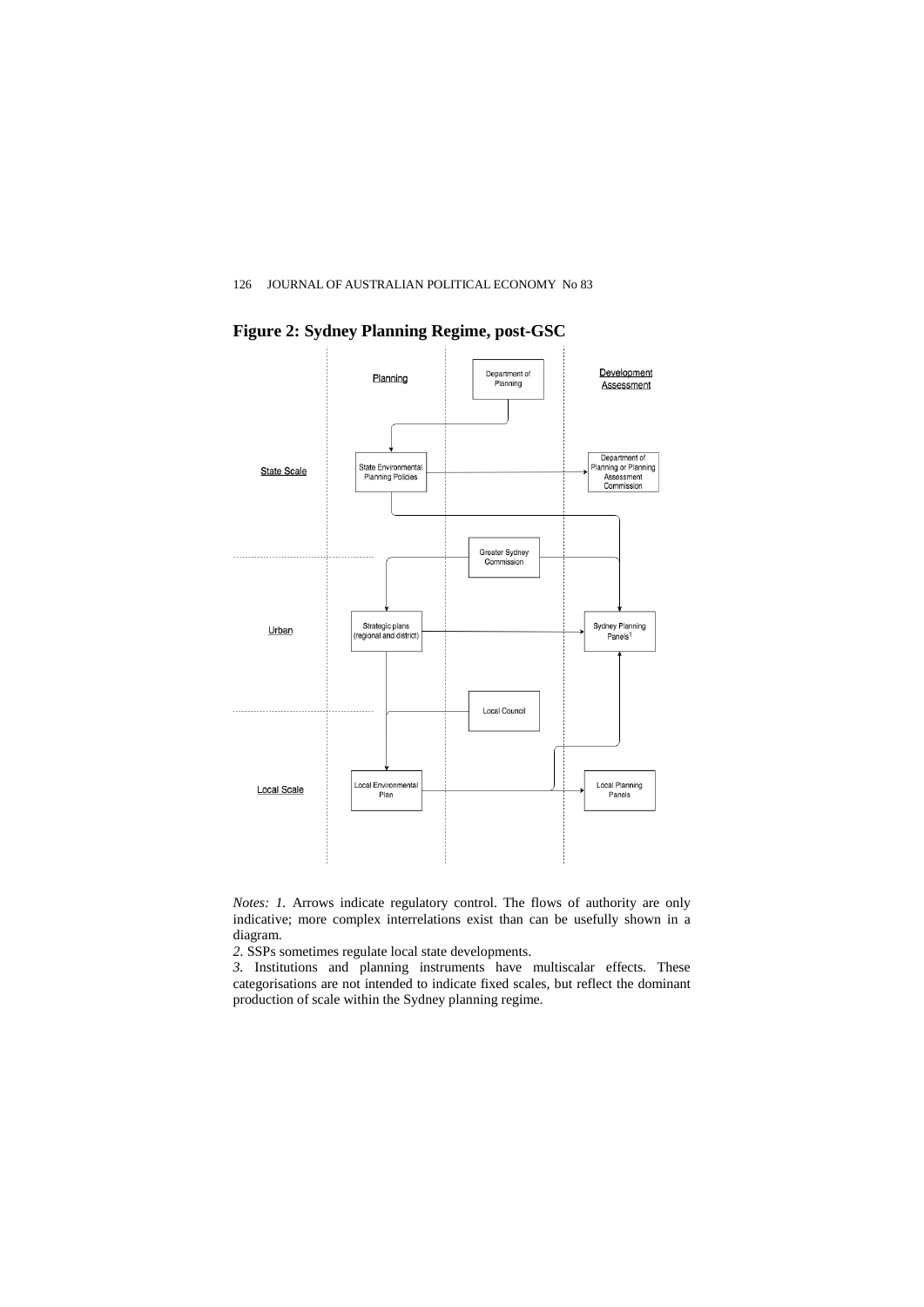**Figure 2: Sydney Planning Regime, post-GSC**

*Notes: 1.* Arrows indicate regulatory control. The flows of authority are only indicative; more complex interrelations exist than can be usefully shown in a diagram.

*2.* SSPs sometimes regulate local state developments.

*3.* Institutions and planning instruments have multiscalar effects. These categorisations are not intended to indicate fixed scales, but reflect the dominant production of scale within the Sydney planning regime.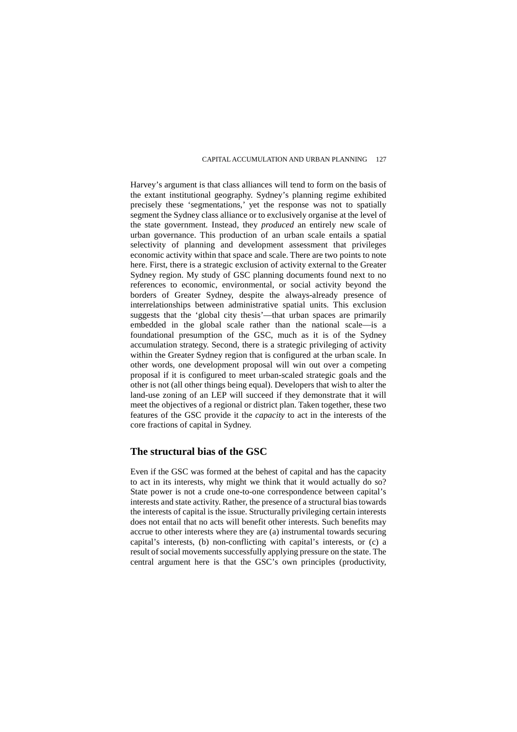Harvey's argument is that class alliances will tend to form on the basis of the extant institutional geography. Sydney's planning regime exhibited precisely these 'segmentations,' yet the response was not to spatially segment the Sydney class alliance or to exclusively organise at the level of the state government. Instead, they *produced* an entirely new scale of urban governance. This production of an urban scale entails a spatial selectivity of planning and development assessment that privileges economic activity within that space and scale. There are two points to note here. First, there is a strategic exclusion of activity external to the Greater Sydney region. My study of GSC planning documents found next to no references to economic, environmental, or social activity beyond the borders of Greater Sydney, despite the always-already presence of interrelationships between administrative spatial units. This exclusion suggests that the 'global city thesis'—that urban spaces are primarily embedded in the global scale rather than the national scale—is a foundational presumption of the GSC, much as it is of the Sydney accumulation strategy. Second, there is a strategic privileging of activity within the Greater Sydney region that is configured at the urban scale. In other words, one development proposal will win out over a competing proposal if it is configured to meet urban-scaled strategic goals and the other is not (all other things being equal). Developers that wish to alter the land-use zoning of an LEP will succeed if they demonstrate that it will meet the objectives of a regional or district plan. Taken together, these two features of the GSC provide it the *capacity* to act in the interests of the core fractions of capital in Sydney.

## The structural bias of the GSC

Even if the GSC was formed at the behest of capital and has the capacity to act in its interests, why might we think that it would actually do so? State power is not a crude one-to-one correspondence between capital's interests and state activity. Rather, the presence of a structural bias towards the interests of capital is the issue. Structurally privileging certain interests does not entail that no acts will benefit other interests. Such benefits may accrue to other interests where they are (a) instrumental towards securing capital's interests, (b) non-conflicting with capital's interests, or (c) a result of social movements successfully applying pressure on the state. The central argument here is that the GSC's own principles (productivity,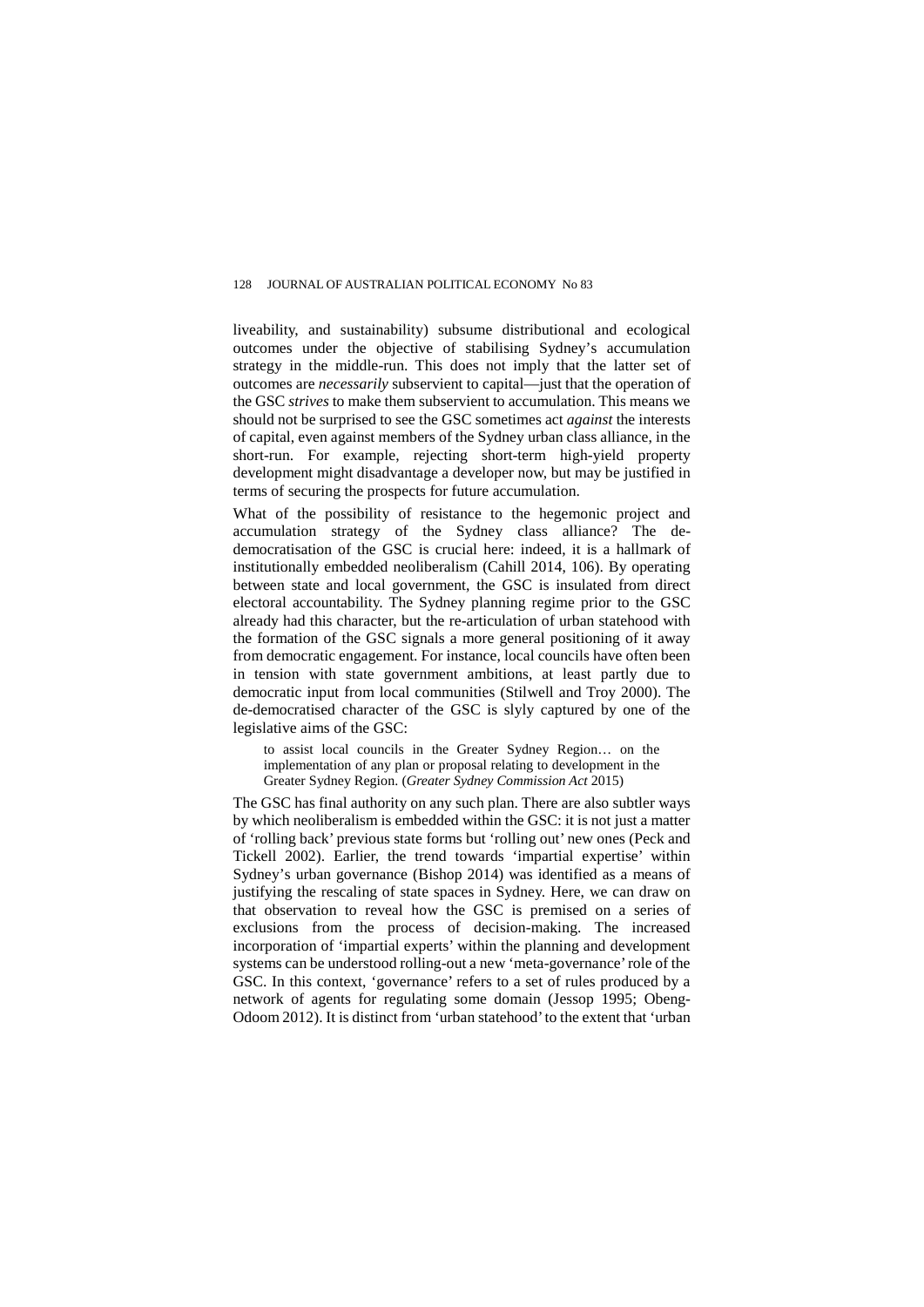liveability, and sustainability) subsume distributional and ecological outcomes under the objective of stabilising Sydney's accumulation strategy in the middle-run. This does not imply that the latter set of outcomes are *necessarily* subservient to capital—just that the operation of the GSC *strives* to make them subservient to accumulation. This means we should not be surprised to see the GSC sometimes act *against* the interests of capital, even against members of the Sydney urban class alliance, in the short-run. For example, rejecting short-term high-yield property development might disadvantage a developer now, but may be justified in terms of securing the prospects for future accumulation.

What of the possibility of resistance to the hegemonic project and accumulation strategy of the Sydney class alliance? The de-democratisation of the GSC is crucial here: indeed, it is a hallmark of institutionally embedded neoliberalism (Cahill 2014, 106). By operating between state and local government, the GSC is insulated from direct electoral accountability. The Sydney planning regime prior to the GSC already had this character, but the re-articulation of urban statehood with the formation of the GSC signals a more general positioning of it away from democratic engagement. For instance, local councils have often been in tension with state government ambitions, at least partly due to democratic input from local communities (Stilwell and Troy 2000). The de-democratised character of the GSC is slyly captured by one of the legislative aims of the GSC:

> to assist local councils in the Greater Sydney Region… on the implementation of any plan or proposal relating to development in the Greater Sydney Region. (*Greater Sydney Commission Act* 2015)

The GSC has final authority on any such plan. There are also subtler ways by which neoliberalism is embedded within the GSC: it is not just a matter of 'rolling back' previous state forms but 'rolling out' new ones (Peck and Tickell 2002). Earlier, the trend towards 'impartial expertise' within Sydney's urban governance (Bishop 2014) was identified as a means of justifying the rescaling of state spaces in Sydney. Here, we can draw on that observation to reveal how the GSC is premised on a series of exclusions from the process of decision-making. The increased incorporation of 'impartial experts' within the planning and development systems can be understood rolling-out a new 'meta-governance' role of the GSC. In this context, 'governance' refers to a set of rules produced by a network of agents for regulating some domain (Jessop 1995; Obeng-Odoom 2012). It is distinct from 'urban statehood' to the extent that 'urban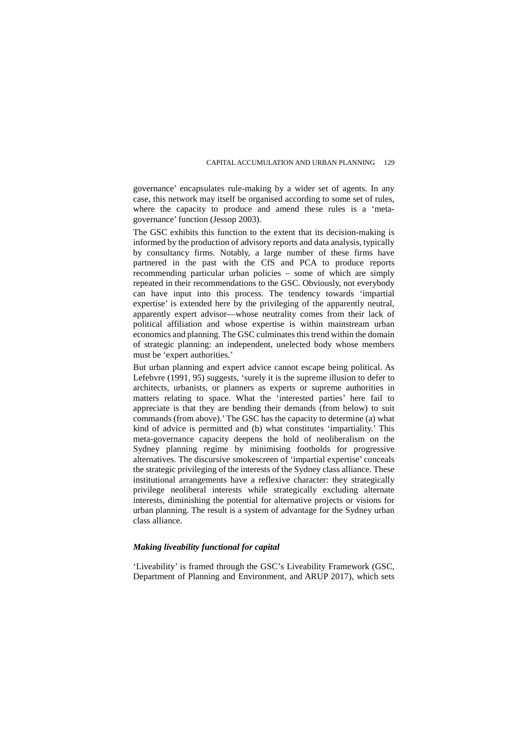governance' encapsulates rule-making by a wider set of agents. In any case, this network may itself be organised according to some set of rules, where the capacity to produce and amend these rules is a 'meta-governance' function (Jessop 2003).

The GSC exhibits this function to the extent that its decision-making is informed by the production of advisory reports and data analysis, typically by consultancy firms. Notably, a large number of these firms have partnered in the past with the CfS and PCA to produce reports recommending particular urban policies – some of which are simply repeated in their recommendations to the GSC. Obviously, not everybody can have input into this process. The tendency towards 'impartial expertise' is extended here by the privileging of the apparently neutral, apparently expert advisor—whose neutrality comes from their lack of political affiliation and whose expertise is within mainstream urban economics and planning. The GSC culminates this trend within the domain of strategic planning: an independent, unelected body whose members must be 'expert authorities.'

But urban planning and expert advice cannot escape being political. As Lefebvre (1991, 95) suggests, 'surely it is the supreme illusion to defer to architects, urbanists, or planners as experts or supreme authorities in matters relating to space. What the 'interested parties' here fail to appreciate is that they are bending their demands (from below) to suit commands (from above).' The GSC has the capacity to determine (a) what kind of advice is permitted and (b) what constitutes 'impartiality.' This meta-governance capacity deepens the hold of neoliberalism on the Sydney planning regime by minimising footholds for progressive alternatives. The discursive smokescreen of 'impartial expertise' conceals the strategic privileging of the interests of the Sydney class alliance. These institutional arrangements have a reflexive character: they strategically privilege neoliberal interests while strategically excluding alternate interests, diminishing the potential for alternative projects or visions for urban planning. The result is a system of advantage for the Sydney urban class alliance.

### *Making liveability functional for capital*

'Liveability' is framed through the GSC's Liveability Framework (GSC, Department of Planning and Environment, and ARUP 2017), which sets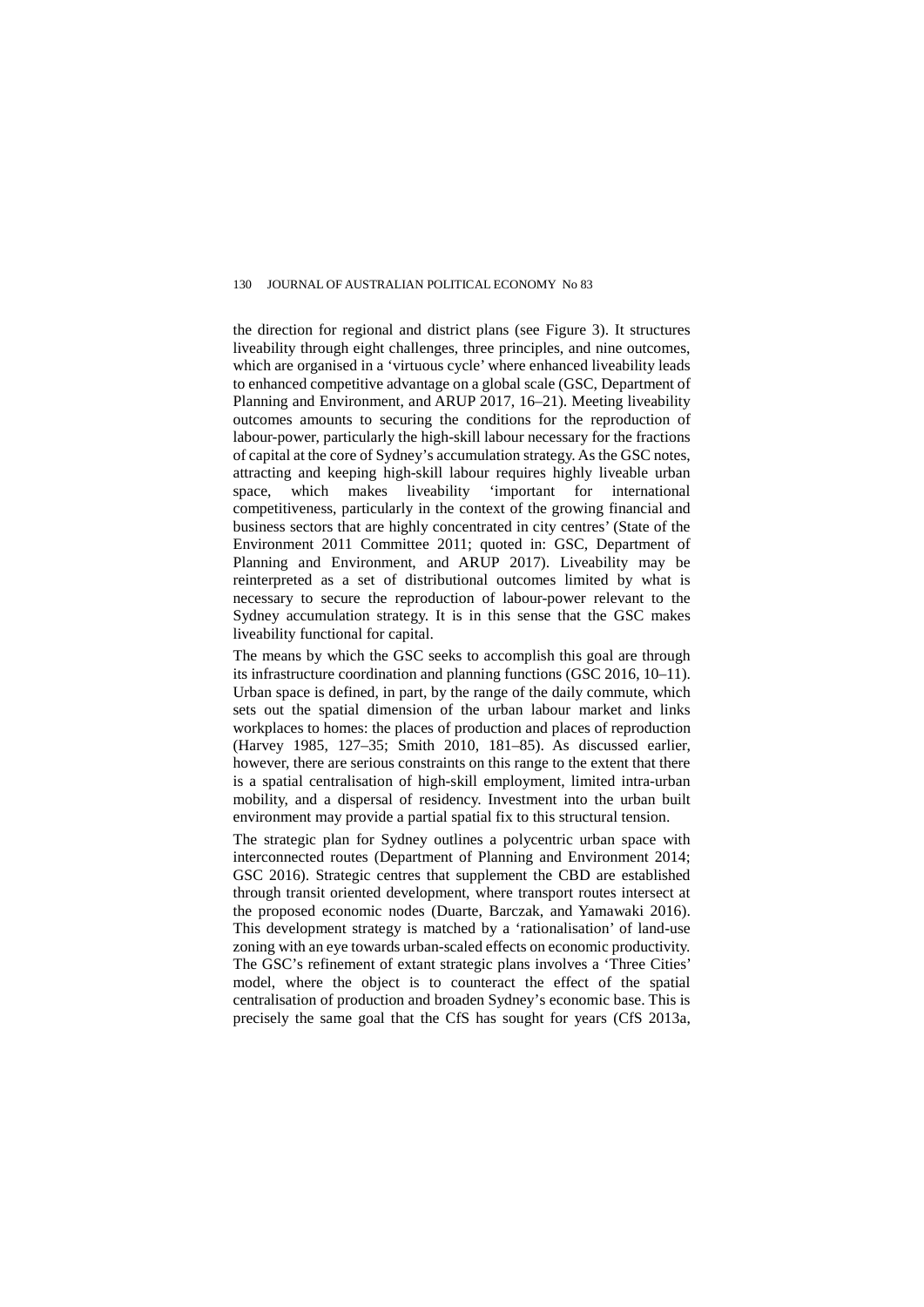the direction for regional and district plans (see Figure 3). It structures liveability through eight challenges, three principles, and nine outcomes, which are organised in a 'virtuous cycle' where enhanced liveability leads to enhanced competitive advantage on a global scale (GSC, Department of Planning and Environment, and ARUP 2017, 16–21). Meeting liveability outcomes amounts to securing the conditions for the reproduction of labour-power, particularly the high-skill labour necessary for the fractions of capital at the core of Sydney's accumulation strategy. As the GSC notes, attracting and keeping high-skill labour requires highly liveable urban space, which makes liveability 'important for international competitiveness, particularly in the context of the growing financial and business sectors that are highly concentrated in city centres' (State of the Environment 2011 Committee 2011; quoted in: GSC, Department of Planning and Environment, and ARUP 2017). Liveability may be reinterpreted as a set of distributional outcomes limited by what is necessary to secure the reproduction of labour-power relevant to the Sydney accumulation strategy. It is in this sense that the GSC makes liveability functional for capital.

The means by which the GSC seeks to accomplish this goal are through its infrastructure coordination and planning functions (GSC 2016, 10–11). Urban space is defined, in part, by the range of the daily commute, which sets out the spatial dimension of the urban labour market and links workplaces to homes: the places of production and places of reproduction (Harvey 1985, 127–35; Smith 2010, 181–85). As discussed earlier, however, there are serious constraints on this range to the extent that there is a spatial centralisation of high-skill employment, limited intra-urban mobility, and a dispersal of residency. Investment into the urban built environment may provide a partial spatial fix to this structural tension.

The strategic plan for Sydney outlines a polycentric urban space with interconnected routes (Department of Planning and Environment 2014; GSC 2016). Strategic centres that supplement the CBD are established through transit oriented development, where transport routes intersect at the proposed economic nodes (Duarte, Barczak, and Yamawaki 2016). This development strategy is matched by a 'rationalisation' of land-use zoning with an eye towards urban-scaled effects on economic productivity. The GSC's refinement of extant strategic plans involves a 'Three Cities' model, where the object is to counteract the effect of the spatial centralisation of production and broaden Sydney's economic base. This is precisely the same goal that the CfS has sought for years (CfS 2013a,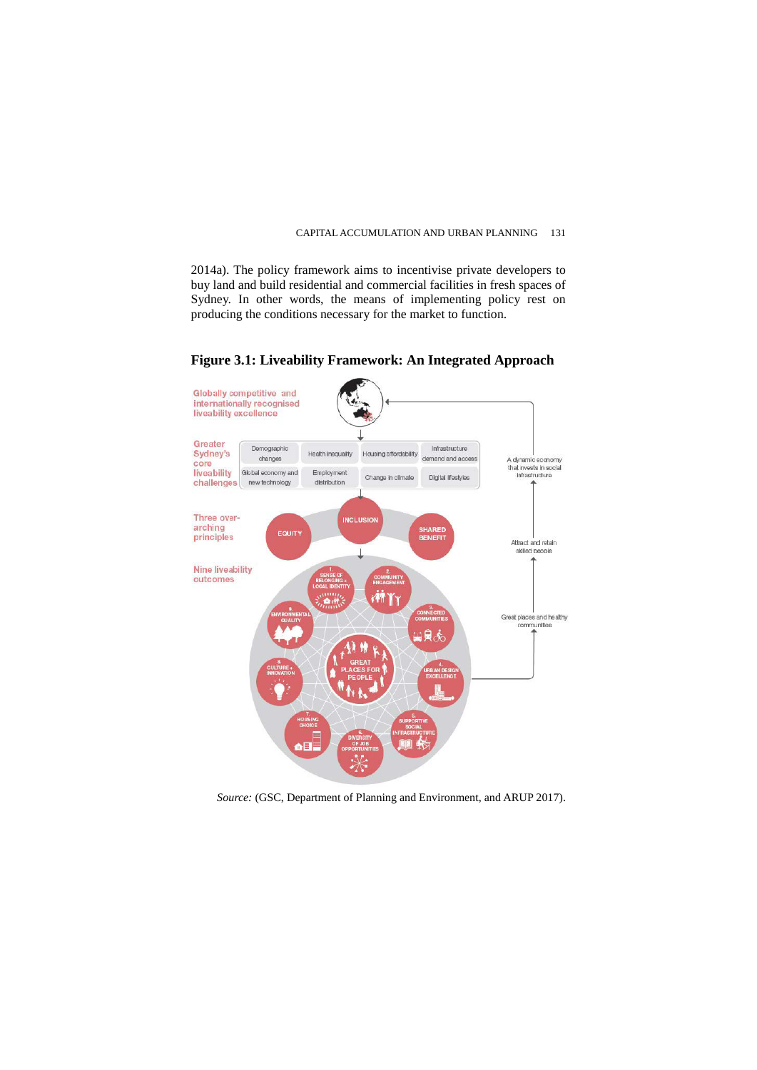2014a). The policy framework aims to incentivise private developers to buy land and build residential and commercial facilities in fresh spaces of Sydney. In other words, the means of implementing policy rest on producing the conditions necessary for the market to function.

**Figure 3.1: Liveability Framework: An Integrated Approach**

Globally competitive and internationally recognised liveability excellence

Greater Sydney's core liveability challenges

| Demographic changes | Health inequality | Housing affordability | Infrastructure demand and access |
|---|---|---|---|
| Global economy and new technology | Employment distribution | Change in climate | Digital lifestyles |

Three over-arching principles: EQUITY, INCLUSION, SHARED BENEFIT

Nine liveability outcomes: 1. Sense of belonging + local identity; 2. Community engagement; 3. Connected communities; 4. Urban design excellence; 5. Supportive social infrastructure; 6. Diversity of job opportunities; 7. Housing choice; 8. Culture + innovation; 9. Environmental quality

GREAT PLACES FOR PEOPLE

Great places and healthy communities → Attract and retain skilled people → A dynamic economy that invests in social infrastructure

*Source:* (GSC, Department of Planning and Environment, and ARUP 2017).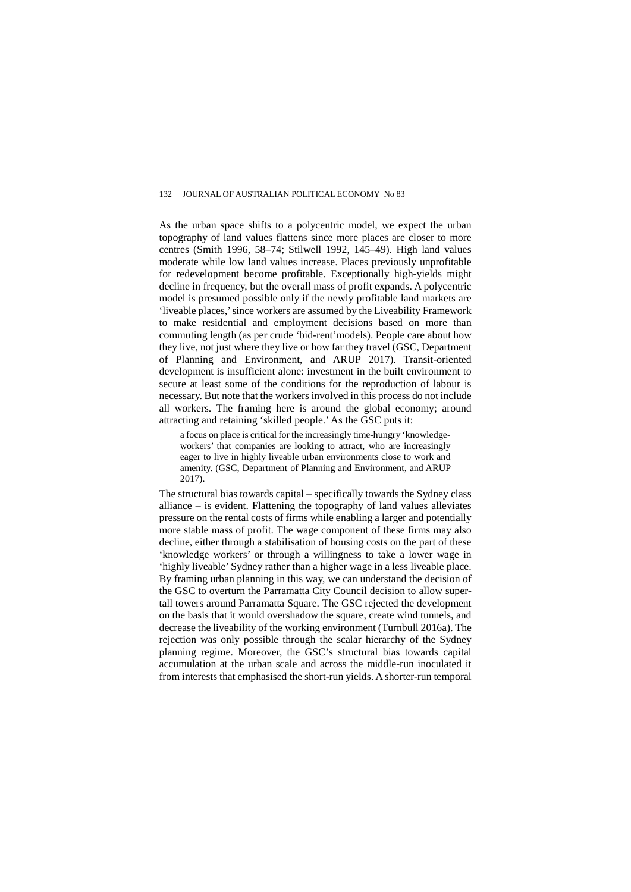As the urban space shifts to a polycentric model, we expect the urban topography of land values flattens since more places are closer to more centres (Smith 1996, 58–74; Stilwell 1992, 145–49). High land values moderate while low land values increase. Places previously unprofitable for redevelopment become profitable. Exceptionally high-yields might decline in frequency, but the overall mass of profit expands. A polycentric model is presumed possible only if the newly profitable land markets are 'liveable places,' since workers are assumed by the Liveability Framework to make residential and employment decisions based on more than commuting length (as per crude 'bid-rent'models). People care about how they live, not just where they live or how far they travel (GSC, Department of Planning and Environment, and ARUP 2017). Transit-oriented development is insufficient alone: investment in the built environment to secure at least some of the conditions for the reproduction of labour is necessary. But note that the workers involved in this process do not include all workers. The framing here is around the global economy; around attracting and retaining 'skilled people.' As the GSC puts it:

> a focus on place is critical for the increasingly time-hungry 'knowledge-workers' that companies are looking to attract, who are increasingly eager to live in highly liveable urban environments close to work and amenity. (GSC, Department of Planning and Environment, and ARUP 2017).

The structural bias towards capital – specifically towards the Sydney class alliance – is evident. Flattening the topography of land values alleviates pressure on the rental costs of firms while enabling a larger and potentially more stable mass of profit. The wage component of these firms may also decline, either through a stabilisation of housing costs on the part of these 'knowledge workers' or through a willingness to take a lower wage in 'highly liveable' Sydney rather than a higher wage in a less liveable place. By framing urban planning in this way, we can understand the decision of the GSC to overturn the Parramatta City Council decision to allow super-tall towers around Parramatta Square. The GSC rejected the development on the basis that it would overshadow the square, create wind tunnels, and decrease the liveability of the working environment (Turnbull 2016a). The rejection was only possible through the scalar hierarchy of the Sydney planning regime. Moreover, the GSC's structural bias towards capital accumulation at the urban scale and across the middle-run inoculated it from interests that emphasised the short-run yields. A shorter-run temporal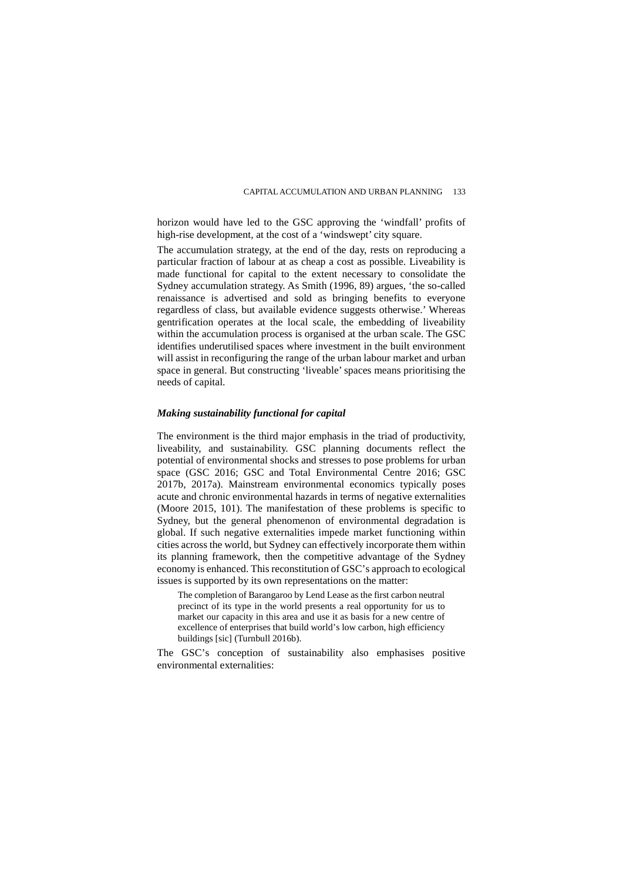horizon would have led to the GSC approving the 'windfall' profits of high-rise development, at the cost of a 'windswept' city square.

The accumulation strategy, at the end of the day, rests on reproducing a particular fraction of labour at as cheap a cost as possible. Liveability is made functional for capital to the extent necessary to consolidate the Sydney accumulation strategy. As Smith (1996, 89) argues, 'the so-called renaissance is advertised and sold as bringing benefits to everyone regardless of class, but available evidence suggests otherwise.' Whereas gentrification operates at the local scale, the embedding of liveability within the accumulation process is organised at the urban scale. The GSC identifies underutilised spaces where investment in the built environment will assist in reconfiguring the range of the urban labour market and urban space in general. But constructing 'liveable' spaces means prioritising the needs of capital.

### *Making sustainability functional for capital*

The environment is the third major emphasis in the triad of productivity, liveability, and sustainability. GSC planning documents reflect the potential of environmental shocks and stresses to pose problems for urban space (GSC 2016; GSC and Total Environmental Centre 2016; GSC 2017b, 2017a). Mainstream environmental economics typically poses acute and chronic environmental hazards in terms of negative externalities (Moore 2015, 101). The manifestation of these problems is specific to Sydney, but the general phenomenon of environmental degradation is global. If such negative externalities impede market functioning within cities across the world, but Sydney can effectively incorporate them within its planning framework, then the competitive advantage of the Sydney economy is enhanced. This reconstitution of GSC's approach to ecological issues is supported by its own representations on the matter:

> The completion of Barangaroo by Lend Lease as the first carbon neutral precinct of its type in the world presents a real opportunity for us to market our capacity in this area and use it as basis for a new centre of excellence of enterprises that build world's low carbon, high efficiency buildings [sic] (Turnbull 2016b).

The GSC's conception of sustainability also emphasises positive environmental externalities: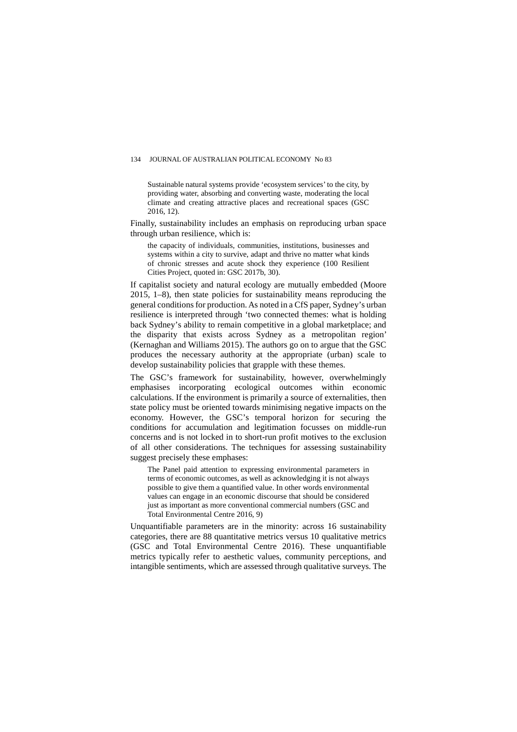> Sustainable natural systems provide 'ecosystem services' to the city, by providing water, absorbing and converting waste, moderating the local climate and creating attractive places and recreational spaces (GSC 2016, 12).

Finally, sustainability includes an emphasis on reproducing urban space through urban resilience, which is:

> the capacity of individuals, communities, institutions, businesses and systems within a city to survive, adapt and thrive no matter what kinds of chronic stresses and acute shock they experience (100 Resilient Cities Project, quoted in: GSC 2017b, 30).

If capitalist society and natural ecology are mutually embedded (Moore 2015, 1–8), then state policies for sustainability means reproducing the general conditions for production. As noted in a CfS paper, Sydney's urban resilience is interpreted through 'two connected themes: what is holding back Sydney's ability to remain competitive in a global marketplace; and the disparity that exists across Sydney as a metropolitan region' (Kernaghan and Williams 2015). The authors go on to argue that the GSC produces the necessary authority at the appropriate (urban) scale to develop sustainability policies that grapple with these themes.

The GSC's framework for sustainability, however, overwhelmingly emphasises incorporating ecological outcomes within economic calculations. If the environment is primarily a source of externalities, then state policy must be oriented towards minimising negative impacts on the economy. However, the GSC's temporal horizon for securing the conditions for accumulation and legitimation focusses on middle-run concerns and is not locked in to short-run profit motives to the exclusion of all other considerations. The techniques for assessing sustainability suggest precisely these emphases:

> The Panel paid attention to expressing environmental parameters in terms of economic outcomes, as well as acknowledging it is not always possible to give them a quantified value. In other words environmental values can engage in an economic discourse that should be considered just as important as more conventional commercial numbers (GSC and Total Environmental Centre 2016, 9)

Unquantifiable parameters are in the minority: across 16 sustainability categories, there are 88 quantitative metrics versus 10 qualitative metrics (GSC and Total Environmental Centre 2016). These unquantifiable metrics typically refer to aesthetic values, community perceptions, and intangible sentiments, which are assessed through qualitative surveys. The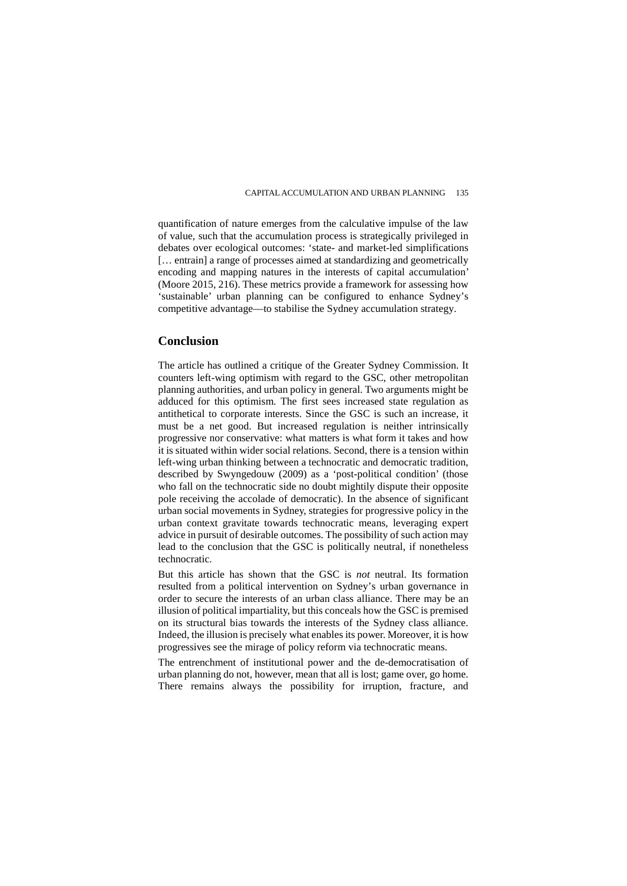quantification of nature emerges from the calculative impulse of the law of value, such that the accumulation process is strategically privileged in debates over ecological outcomes: 'state- and market-led simplifications [… entrain] a range of processes aimed at standardizing and geometrically encoding and mapping natures in the interests of capital accumulation' (Moore 2015, 216). These metrics provide a framework for assessing how 'sustainable' urban planning can be configured to enhance Sydney's competitive advantage—to stabilise the Sydney accumulation strategy.

## Conclusion

The article has outlined a critique of the Greater Sydney Commission. It counters left-wing optimism with regard to the GSC, other metropolitan planning authorities, and urban policy in general. Two arguments might be adduced for this optimism. The first sees increased state regulation as antithetical to corporate interests. Since the GSC is such an increase, it must be a net good. But increased regulation is neither intrinsically progressive nor conservative: what matters is what form it takes and how it is situated within wider social relations. Second, there is a tension within left-wing urban thinking between a technocratic and democratic tradition, described by Swyngedouw (2009) as a 'post-political condition' (those who fall on the technocratic side no doubt mightily dispute their opposite pole receiving the accolade of democratic). In the absence of significant urban social movements in Sydney, strategies for progressive policy in the urban context gravitate towards technocratic means, leveraging expert advice in pursuit of desirable outcomes. The possibility of such action may lead to the conclusion that the GSC is politically neutral, if nonetheless technocratic.

But this article has shown that the GSC is *not* neutral. Its formation resulted from a political intervention on Sydney's urban governance in order to secure the interests of an urban class alliance. There may be an illusion of political impartiality, but this conceals how the GSC is premised on its structural bias towards the interests of the Sydney class alliance. Indeed, the illusion is precisely what enables its power. Moreover, it is how progressives see the mirage of policy reform via technocratic means.

The entrenchment of institutional power and the de-democratisation of urban planning do not, however, mean that all is lost; game over, go home. There remains always the possibility for irruption, fracture, and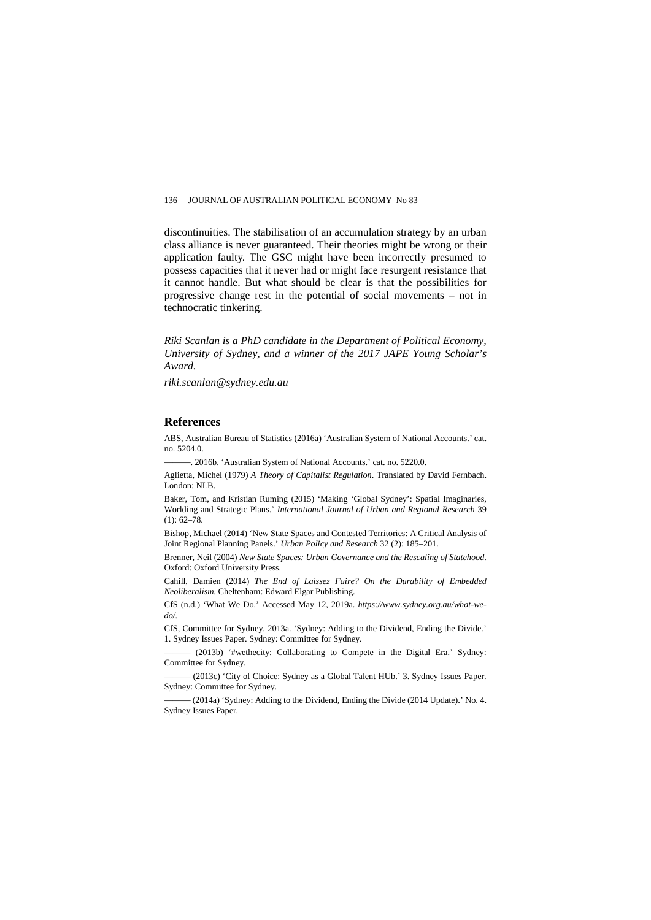discontinuities. The stabilisation of an accumulation strategy by an urban class alliance is never guaranteed. Their theories might be wrong or their application faulty. The GSC might have been incorrectly presumed to possess capacities that it never had or might face resurgent resistance that it cannot handle. But what should be clear is that the possibilities for progressive change rest in the potential of social movements – not in technocratic tinkering.

*Riki Scanlan is a PhD candidate in the Department of Political Economy, University of Sydney, and a winner of the 2017 JAPE Young Scholar's Award.*

*riki.scanlan@sydney.edu.au*

## References

ABS, Australian Bureau of Statistics (2016a) 'Australian System of National Accounts.' cat. no. 5204.0.

———. 2016b. 'Australian System of National Accounts.' cat. no. 5220.0.

Aglietta, Michel (1979) *A Theory of Capitalist Regulation*. Translated by David Fernbach. London: NLB.

Baker, Tom, and Kristian Ruming (2015) 'Making 'Global Sydney': Spatial Imaginaries, Worlding and Strategic Plans.' *International Journal of Urban and Regional Research* 39 (1): 62–78.

Bishop, Michael (2014) 'New State Spaces and Contested Territories: A Critical Analysis of Joint Regional Planning Panels.' *Urban Policy and Research* 32 (2): 185–201.

Brenner, Neil (2004) *New State Spaces: Urban Governance and the Rescaling of Statehood*. Oxford: Oxford University Press.

Cahill, Damien (2014) *The End of Laissez Faire? On the Durability of Embedded Neoliberalism*. Cheltenham: Edward Elgar Publishing.

CfS (n.d.) 'What We Do.' Accessed May 12, 2019a. *https://www.sydney.org.au/what-we-do/*.

CfS, Committee for Sydney. 2013a. 'Sydney: Adding to the Dividend, Ending the Divide.' 1. Sydney Issues Paper. Sydney: Committee for Sydney.

——— (2013b) '#wethecity: Collaborating to Compete in the Digital Era.' Sydney: Committee for Sydney.

——— (2013c) 'City of Choice: Sydney as a Global Talent HUb.' 3. Sydney Issues Paper. Sydney: Committee for Sydney.

——— (2014a) 'Sydney: Adding to the Dividend, Ending the Divide (2014 Update).' No. 4. Sydney Issues Paper.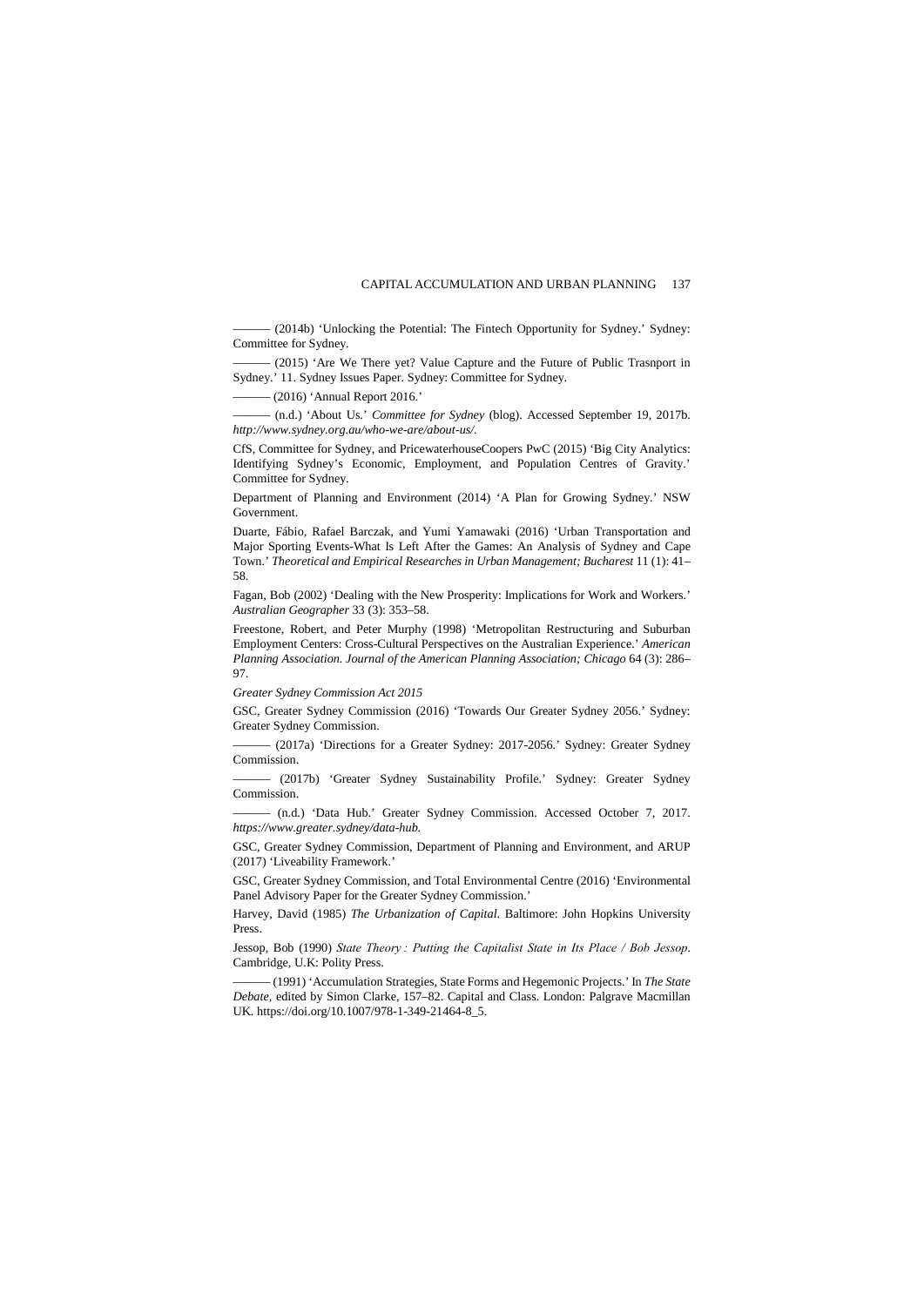——— (2014b) 'Unlocking the Potential: The Fintech Opportunity for Sydney.' Sydney: Committee for Sydney.

——— (2015) 'Are We There yet? Value Capture and the Future of Public Trasnport in Sydney.' 11. Sydney Issues Paper. Sydney: Committee for Sydney.

——— (2016) 'Annual Report 2016.'

——— (n.d.) 'About Us.' *Committee for Sydney* (blog). Accessed September 19, 2017b. *http://www.sydney.org.au/who-we-are/about-us/.*

CfS, Committee for Sydney, and PricewaterhouseCoopers PwC (2015) 'Big City Analytics: Identifying Sydney's Economic, Employment, and Population Centres of Gravity.' Committee for Sydney.

Department of Planning and Environment (2014) 'A Plan for Growing Sydney.' NSW Government.

Duarte, Fábio, Rafael Barczak, and Yumi Yamawaki (2016) 'Urban Transportation and Major Sporting Events-What Is Left After the Games: An Analysis of Sydney and Cape Town.' *Theoretical and Empirical Researches in Urban Management; Bucharest* 11 (1): 41–58.

Fagan, Bob (2002) 'Dealing with the New Prosperity: Implications for Work and Workers.' *Australian Geographer* 33 (3): 353–58.

Freestone, Robert, and Peter Murphy (1998) 'Metropolitan Restructuring and Suburban Employment Centers: Cross-Cultural Perspectives on the Australian Experience.' *American Planning Association. Journal of the American Planning Association; Chicago* 64 (3): 286–97.

*Greater Sydney Commission Act 2015*

GSC, Greater Sydney Commission (2016) 'Towards Our Greater Sydney 2056.' Sydney: Greater Sydney Commission.

——— (2017a) 'Directions for a Greater Sydney: 2017-2056.' Sydney: Greater Sydney Commission.

——— (2017b) 'Greater Sydney Sustainability Profile.' Sydney: Greater Sydney Commission.

——— (n.d.) 'Data Hub.' Greater Sydney Commission. Accessed October 7, 2017. *https://www.greater.sydney/data-hub.*

GSC, Greater Sydney Commission, Department of Planning and Environment, and ARUP (2017) 'Liveability Framework.'

GSC, Greater Sydney Commission, and Total Environmental Centre (2016) 'Environmental Panel Advisory Paper for the Greater Sydney Commission.'

Harvey, David (1985) *The Urbanization of Capital*. Baltimore: John Hopkins University Press.

Jessop, Bob (1990) *State Theory : Putting the Capitalist State in Its Place / Bob Jessop*. Cambridge, U.K: Polity Press.

——— (1991) 'Accumulation Strategies, State Forms and Hegemonic Projects.' In *The State Debate*, edited by Simon Clarke, 157–82. Capital and Class. London: Palgrave Macmillan UK. https://doi.org/10.1007/978-1-349-21464-8_5.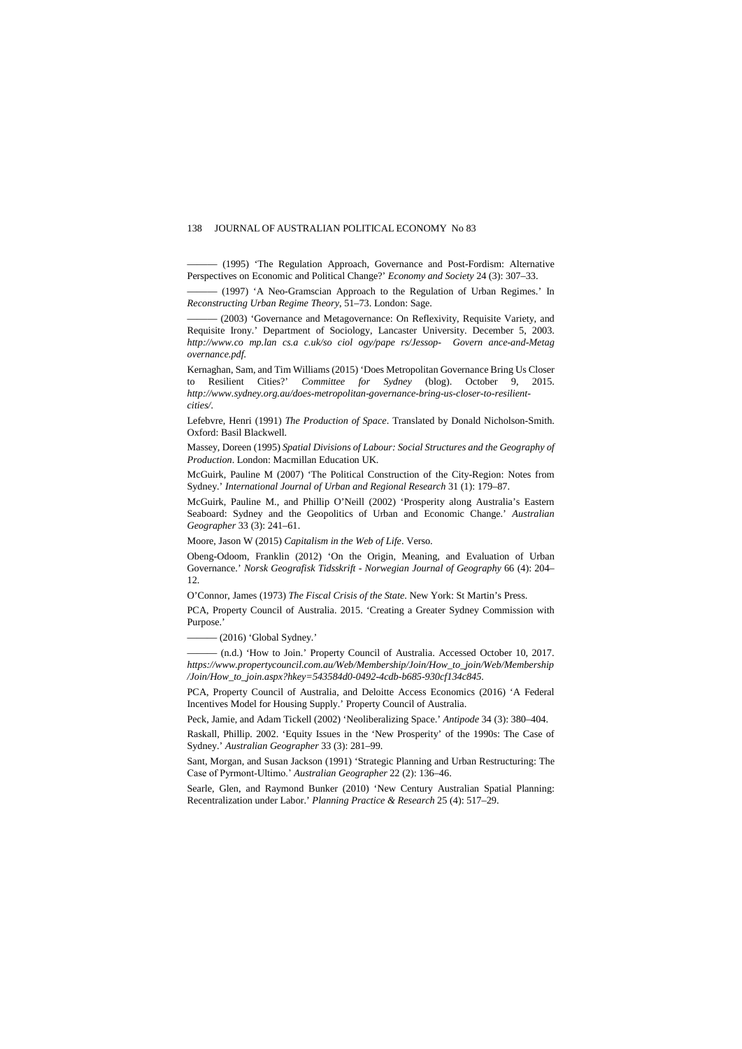——— (1995) 'The Regulation Approach, Governance and Post-Fordism: Alternative Perspectives on Economic and Political Change?' *Economy and Society* 24 (3): 307–33.

——— (1997) 'A Neo-Gramscian Approach to the Regulation of Urban Regimes.' In *Reconstructing Urban Regime Theory*, 51–73. London: Sage.

——— (2003) 'Governance and Metagovernance: On Reflexivity, Requisite Variety, and Requisite Irony.' Department of Sociology, Lancaster University. December 5, 2003. *http://www.co mp.lan cs.a c.uk/so ciol ogy/pape rs/Jessop- Govern ance-and-Metag overnance.pdf.*

Kernaghan, Sam, and Tim Williams (2015) 'Does Metropolitan Governance Bring Us Closer to Resilient Cities?' *Committee for Sydney* (blog). October 9, 2015. *http://www.sydney.org.au/does-metropolitan-governance-bring-us-closer-to-resilient-cities/.*

Lefebvre, Henri (1991) *The Production of Space*. Translated by Donald Nicholson-Smith. Oxford: Basil Blackwell.

Massey, Doreen (1995) *Spatial Divisions of Labour: Social Structures and the Geography of Production*. London: Macmillan Education UK.

McGuirk, Pauline M (2007) 'The Political Construction of the City-Region: Notes from Sydney.' *International Journal of Urban and Regional Research* 31 (1): 179–87.

McGuirk, Pauline M., and Phillip O'Neill (2002) 'Prosperity along Australia's Eastern Seaboard: Sydney and the Geopolitics of Urban and Economic Change.' *Australian Geographer* 33 (3): 241–61.

Moore, Jason W (2015) *Capitalism in the Web of Life*. Verso.

Obeng-Odoom, Franklin (2012) 'On the Origin, Meaning, and Evaluation of Urban Governance.' *Norsk Geografisk Tidsskrift - Norwegian Journal of Geography* 66 (4): 204–12.

O'Connor, James (1973) *The Fiscal Crisis of the State*. New York: St Martin's Press.

PCA, Property Council of Australia. 2015. 'Creating a Greater Sydney Commission with Purpose.'

——— (2016) 'Global Sydney.'

——— (n.d.) 'How to Join.' Property Council of Australia. Accessed October 10, 2017. *https://www.propertycouncil.com.au/Web/Membership/Join/How_to_join/Web/Membership/Join/How_to_join.aspx?hkey=543584d0-0492-4cdb-b685-930cf134c845.*

PCA, Property Council of Australia, and Deloitte Access Economics (2016) 'A Federal Incentives Model for Housing Supply.' Property Council of Australia.

Peck, Jamie, and Adam Tickell (2002) 'Neoliberalizing Space.' *Antipode* 34 (3): 380–404.

Raskall, Phillip. 2002. 'Equity Issues in the 'New Prosperity' of the 1990s: The Case of Sydney.' *Australian Geographer* 33 (3): 281–99.

Sant, Morgan, and Susan Jackson (1991) 'Strategic Planning and Urban Restructuring: The Case of Pyrmont-Ultimo.' *Australian Geographer* 22 (2): 136–46.

Searle, Glen, and Raymond Bunker (2010) 'New Century Australian Spatial Planning: Recentralization under Labor.' *Planning Practice & Research* 25 (4): 517–29.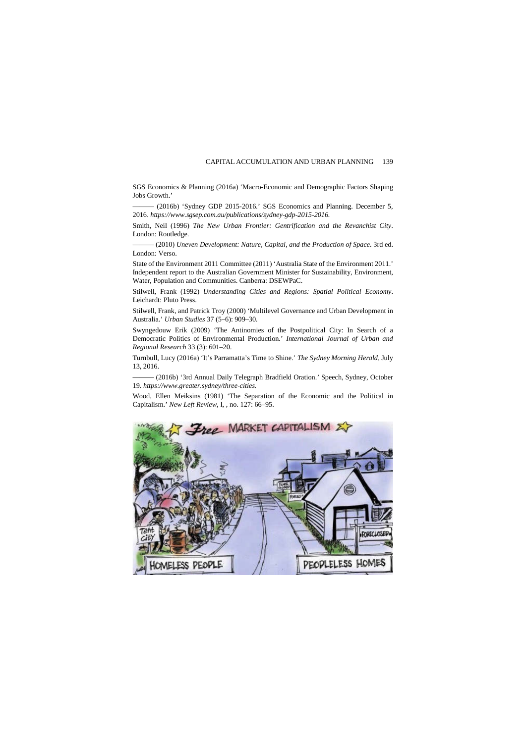SGS Economics & Planning (2016a) 'Macro-Economic and Demographic Factors Shaping Jobs Growth.'

——— (2016b) 'Sydney GDP 2015-2016.' SGS Economics and Planning. December 5, 2016. *https://www.sgsep.com.au/publications/sydney-gdp-2015-2016.*

Smith, Neil (1996) *The New Urban Frontier: Gentrification and the Revanchist City*. London: Routledge.

——— (2010) *Uneven Development: Nature, Capital, and the Production of Space*. 3rd ed. London: Verso.

State of the Environment 2011 Committee (2011) 'Australia State of the Environment 2011.' Independent report to the Australian Government Minister for Sustainability, Environment, Water, Population and Communities. Canberra: DSEWPaC.

Stilwell, Frank (1992) *Understanding Cities and Regions: Spatial Political Economy*. Leichardt: Pluto Press.

Stilwell, Frank, and Patrick Troy (2000) 'Multilevel Governance and Urban Development in Australia.' *Urban Studies* 37 (5–6): 909–30.

Swyngedouw Erik (2009) 'The Antinomies of the Postpolitical City: In Search of a Democratic Politics of Environmental Production.' *International Journal of Urban and Regional Research* 33 (3): 601–20.

Turnbull, Lucy (2016a) 'It's Parramatta's Time to Shine.' *The Sydney Morning Herald*, July 13, 2016.

——— (2016b) '3rd Annual Daily Telegraph Bradfield Oration.' Speech, Sydney, October 19. *https://www.greater.sydney/three-cities.*

Wood, Ellen Meiksins (1981) 'The Separation of the Economic and the Political in Capitalism.' *New Left Review*, I, , no. 127: 66–95.

Free MARKET CAPITALISM

Tent City

FORECLOSED

HOMELESS PEOPLE

PEOPLELESS HOMES